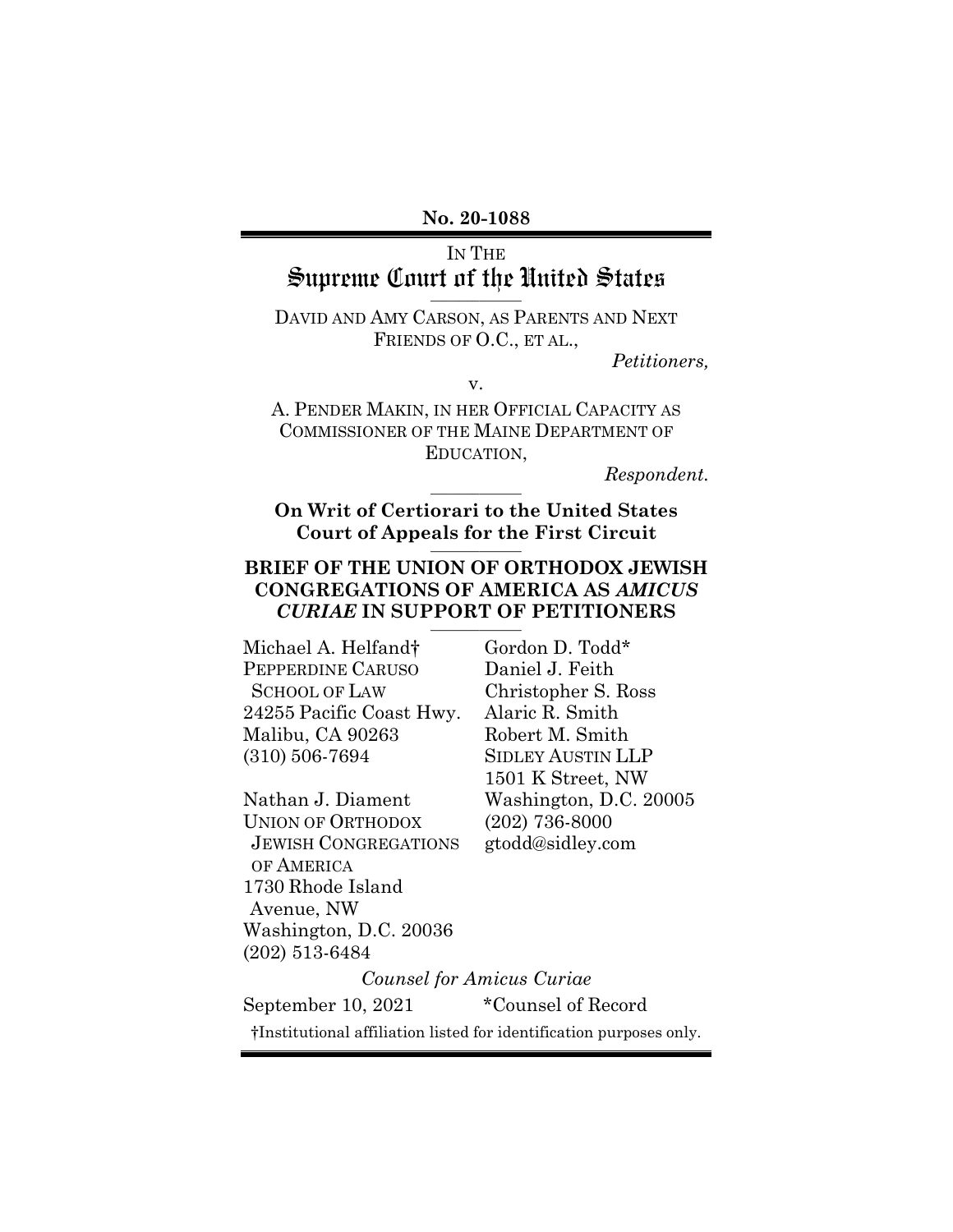**No. 20-1088**

IN THE
# Supreme Court of the United States

DAVID AND AMY CARSON, AS PARENTS AND NEXT FRIENDS OF O.C., ET AL.,

*Petitioners,*

v.

A. PENDER MAKIN, IN HER OFFICIAL CAPACITY AS COMMISSIONER OF THE MAINE DEPARTMENT OF EDUCATION,

*Respondent.*

**On Writ of Certiorari to the United States Court of Appeals for the First Circuit**

**BRIEF OF THE UNION OF ORTHODOX JEWISH CONGREGATIONS OF AMERICA AS *AMICUS CURIAE* IN SUPPORT OF PETITIONERS**

Michael A. Helfand†
PEPPERDINE CARUSO SCHOOL OF LAW
24255 Pacific Coast Hwy.
Malibu, CA 90263
(310) 506-7694

Nathan J. Diament
UNION OF ORTHODOX JEWISH CONGREGATIONS OF AMERICA
1730 Rhode Island Avenue, NW
Washington, D.C. 20036
(202) 513-6484

Gordon D. Todd*
Daniel J. Feith
Christopher S. Ross
Alaric R. Smith
Robert M. Smith
SIDLEY AUSTIN LLP
1501 K Street, NW
Washington, D.C. 20005
(202) 736-8000
gtodd@sidley.com

*Counsel for Amicus Curiae*

September 10, 2021

*Counsel of Record

†Institutional affiliation listed for identification purposes only.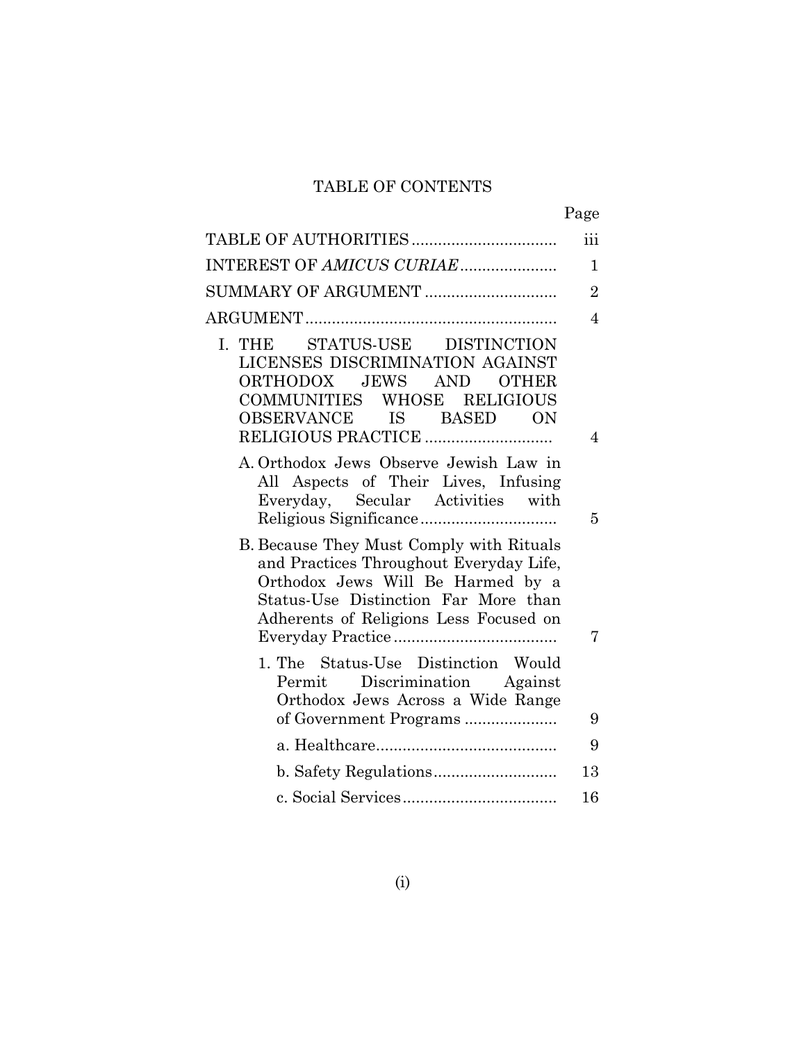# TABLE OF CONTENTS

| | Page |
|---|---|
| TABLE OF AUTHORITIES | iii |
| INTEREST OF *AMICUS CURIAE* | 1 |
| SUMMARY OF ARGUMENT | 2 |
| ARGUMENT | 4 |
| I. THE STATUS-USE DISTINCTION LICENSES DISCRIMINATION AGAINST ORTHODOX JEWS AND OTHER COMMUNITIES WHOSE RELIGIOUS OBSERVANCE IS BASED ON RELIGIOUS PRACTICE | 4 |
| A. Orthodox Jews Observe Jewish Law in All Aspects of Their Lives, Infusing Everyday, Secular Activities with Religious Significance | 5 |
| B. Because They Must Comply with Rituals and Practices Throughout Everyday Life, Orthodox Jews Will Be Harmed by a Status-Use Distinction Far More than Adherents of Religions Less Focused on Everyday Practice | 7 |
| 1. The Status-Use Distinction Would Permit Discrimination Against Orthodox Jews Across a Wide Range of Government Programs | 9 |
| a. Healthcare | 9 |
| b. Safety Regulations | 13 |
| c. Social Services | 16 |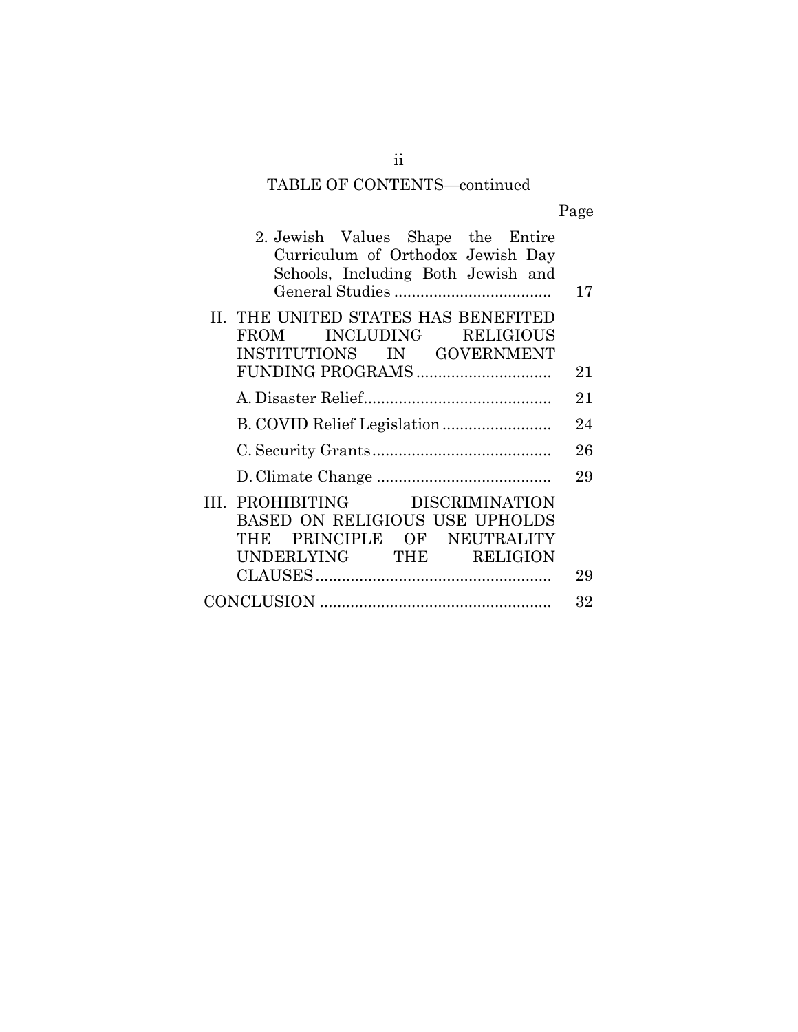TABLE OF CONTENTS—continued

| | Page |
|---|---|
| 2. Jewish Values Shape the Entire Curriculum of Orthodox Jewish Day Schools, Including Both Jewish and General Studies | 17 |
| II. THE UNITED STATES HAS BENEFITED FROM INCLUDING RELIGIOUS INSTITUTIONS IN GOVERNMENT FUNDING PROGRAMS | 21 |
| A. Disaster Relief | 21 |
| B. COVID Relief Legislation | 24 |
| C. Security Grants | 26 |
| D. Climate Change | 29 |
| III. PROHIBITING DISCRIMINATION BASED ON RELIGIOUS USE UPHOLDS THE PRINCIPLE OF NEUTRALITY UNDERLYING THE RELIGION CLAUSES | 29 |
| CONCLUSION | 32 |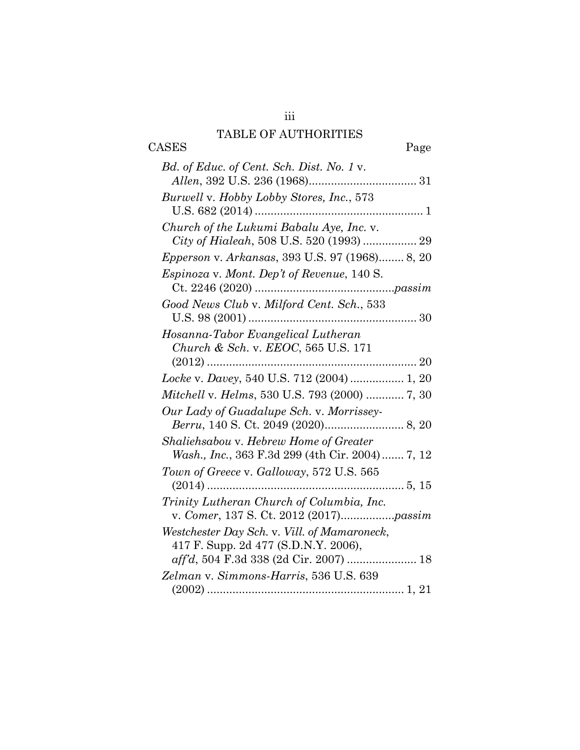# TABLE OF AUTHORITIES

CASES Page

*Bd. of Educ. of Cent. Sch. Dist. No. 1* v. *Allen*, 392 U.S. 236 (1968) .................................. 31

*Burwell* v. *Hobby Lobby Stores, Inc.*, 573 U.S. 682 (2014) ..................................................... 1

*Church of the Lukumi Babalu Aye, Inc.* v. *City of Hialeah*, 508 U.S. 520 (1993) ................. 29

*Epperson* v. *Arkansas*, 393 U.S. 97 (1968)........ 8, 20

*Espinoza* v. *Mont. Dep't of Revenue*, 140 S. Ct. 2246 (2020) ............................................*passim*

*Good News Club* v. *Milford Cent. Sch.*, 533 U.S. 98 (2001) ..................................................... 30

*Hosanna-Tabor Evangelical Lutheran Church & Sch.* v. *EEOC*, 565 U.S. 171 (2012) .................................................................. 20

*Locke* v. *Davey*, 540 U.S. 712 (2004) ................. 1, 20

*Mitchell* v. *Helms*, 530 U.S. 793 (2000) ............ 7, 30

*Our Lady of Guadalupe Sch.* v. *Morrissey-Berru*, 140 S. Ct. 2049 (2020)......................... 8, 20

*Shaliehsabou* v. *Hebrew Home of Greater Wash., Inc.*, 363 F.3d 299 (4th Cir. 2004) ....... 7, 12

*Town of Greece* v. *Galloway*, 572 U.S. 565 (2014) .............................................................. 5, 15

*Trinity Lutheran Church of Columbia, Inc.* v. *Comer*, 137 S. Ct. 2012 (2017).................*passim*

*Westchester Day Sch.* v. *Vill. of Mamaroneck*, 417 F. Supp. 2d 477 (S.D.N.Y. 2006), *aff'd*, 504 F.3d 338 (2d Cir. 2007) ...................... 18

*Zelman* v. *Simmons-Harris*, 536 U.S. 639 (2002) .............................................................. 1, 21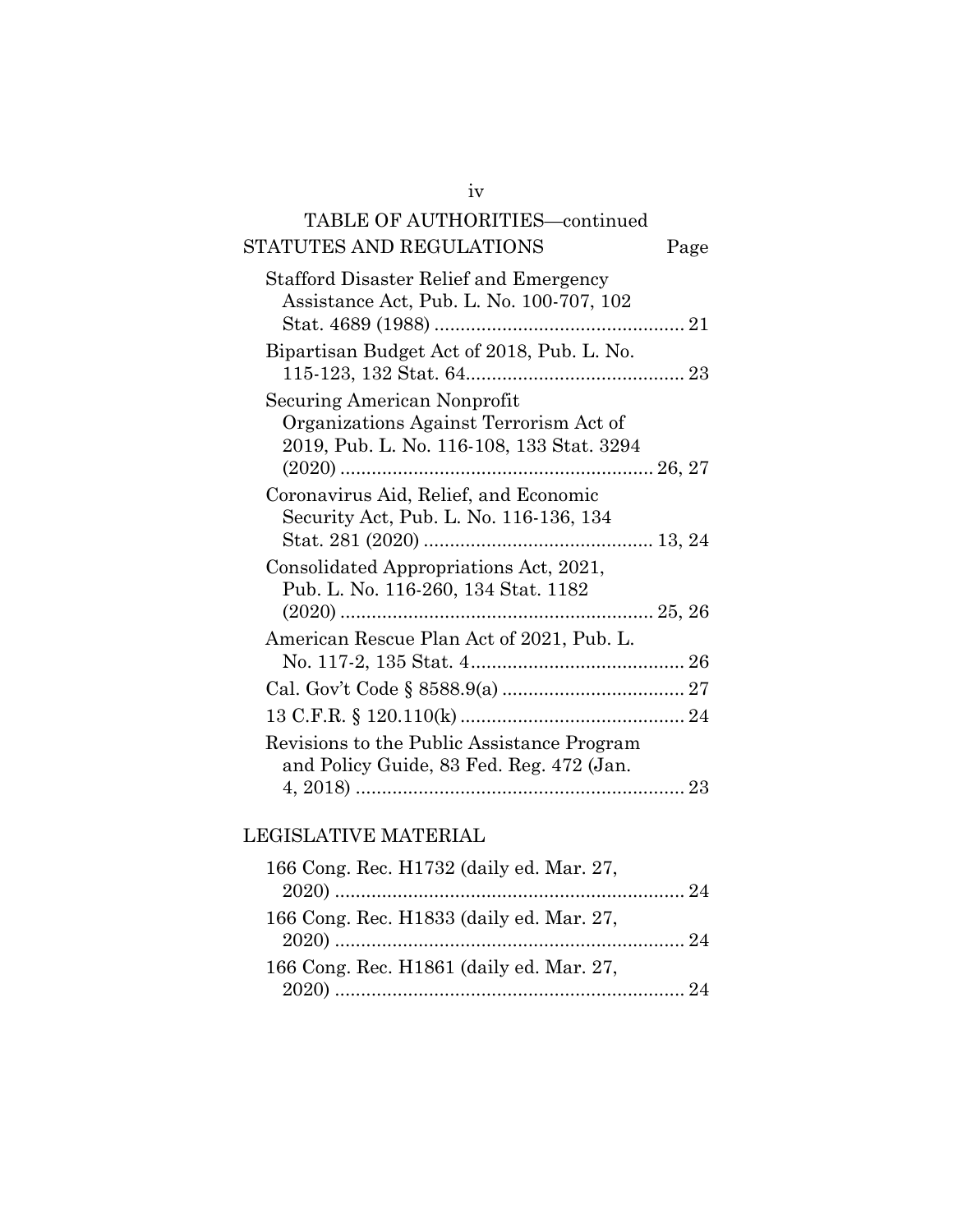TABLE OF AUTHORITIES—continued

STATUTES AND REGULATIONS Page

Stafford Disaster Relief and Emergency Assistance Act, Pub. L. No. 100-707, 102 Stat. 4689 (1988) ................................................ 21

Bipartisan Budget Act of 2018, Pub. L. No. 115-123, 132 Stat. 64.......................................... 23

Securing American Nonprofit Organizations Against Terrorism Act of 2019, Pub. L. No. 116-108, 133 Stat. 3294 (2020) ........................................................... 26, 27

Coronavirus Aid, Relief, and Economic Security Act, Pub. L. No. 116-136, 134 Stat. 281 (2020) ........................................... 13, 24

Consolidated Appropriations Act, 2021, Pub. L. No. 116-260, 134 Stat. 1182 (2020) ........................................................... 25, 26

American Rescue Plan Act of 2021, Pub. L. No. 117-2, 135 Stat. 4......................................... 26

Cal. Gov't Code § 8588.9(a) .................................. 27

13 C.F.R. § 120.110(k) .......................................... 24

Revisions to the Public Assistance Program and Policy Guide, 83 Fed. Reg. 472 (Jan. 4, 2018) ............................................................... 23

LEGISLATIVE MATERIAL

166 Cong. Rec. H1732 (daily ed. Mar. 27, 2020) ................................................................... 24

166 Cong. Rec. H1833 (daily ed. Mar. 27, 2020) ................................................................... 24

166 Cong. Rec. H1861 (daily ed. Mar. 27, 2020) ................................................................... 24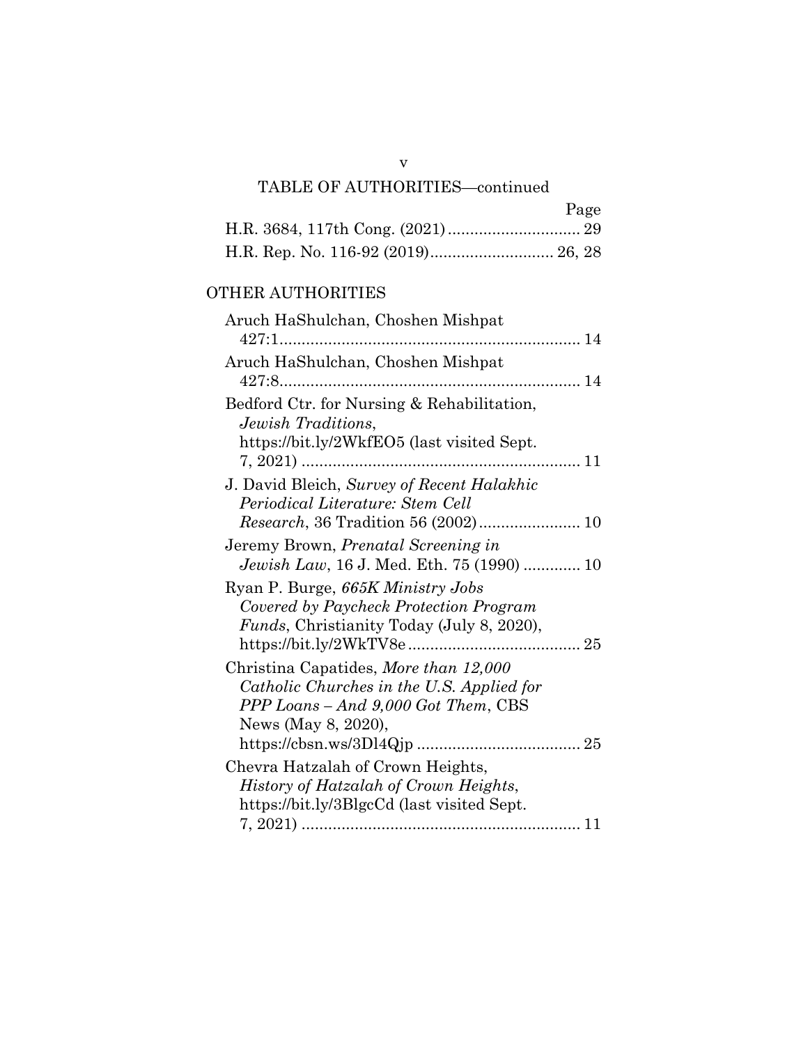## TABLE OF AUTHORITIES—continued

| | Page |
|---|---|
| H.R. 3684, 117th Cong. (2021) | 29 |
| H.R. Rep. No. 116-92 (2019) | 26, 28 |

### OTHER AUTHORITIES

| | Page |
|---|---|
| Aruch HaShulchan, Choshen Mishpat 427:1 | 14 |
| Aruch HaShulchan, Choshen Mishpat 427:8 | 14 |
| Bedford Ctr. for Nursing & Rehabilitation, *Jewish Traditions*, https://bit.ly/2WkfEO5 (last visited Sept. 7, 2021) | 11 |
| J. David Bleich, *Survey of Recent Halakhic Periodical Literature: Stem Cell Research*, 36 Tradition 56 (2002) | 10 |
| Jeremy Brown, *Prenatal Screening in Jewish Law*, 16 J. Med. Eth. 75 (1990) | 10 |
| Ryan P. Burge, *665K Ministry Jobs Covered by Paycheck Protection Program Funds*, Christianity Today (July 8, 2020), https://bit.ly/2WkTV8e | 25 |
| Christina Capatides, *More than 12,000 Catholic Churches in the U.S. Applied for PPP Loans – And 9,000 Got Them*, CBS News (May 8, 2020), https://cbsn.ws/3Dl4Qjp | 25 |
| Chevra Hatzalah of Crown Heights, *History of Hatzalah of Crown Heights*, https://bit.ly/3BlgcCd (last visited Sept. 7, 2021) | 11 |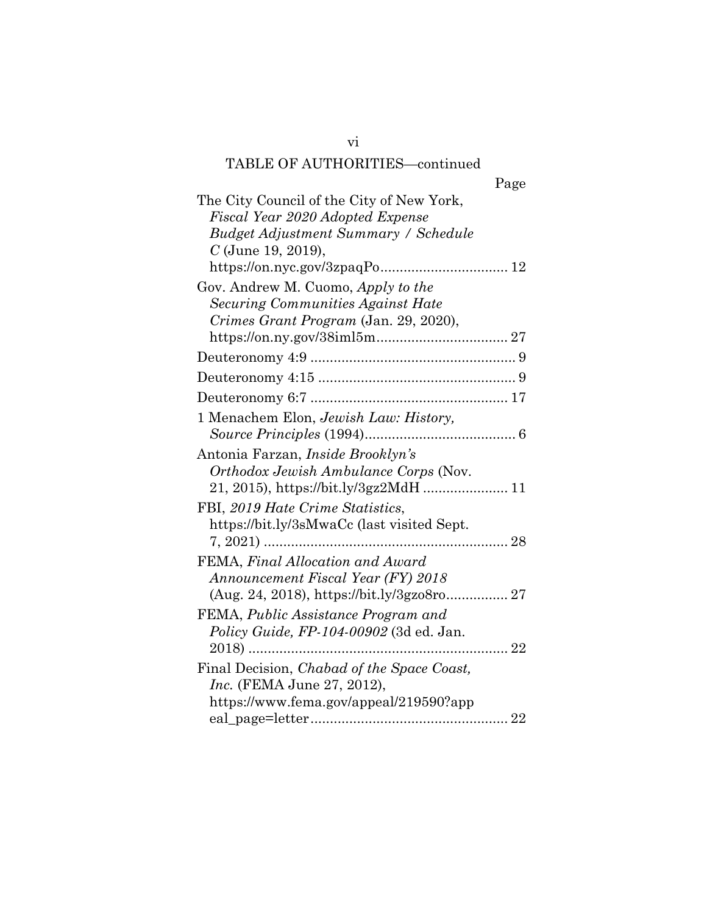TABLE OF AUTHORITIES—continued

| | Page |
|---|---|
| The City Council of the City of New York, *Fiscal Year 2020 Adopted Expense Budget Adjustment Summary / Schedule C* (June 19, 2019), https://on.nyc.gov/3zpaqPo | 12 |
| Gov. Andrew M. Cuomo, *Apply to the Securing Communities Against Hate Crimes Grant Program* (Jan. 29, 2020), https://on.ny.gov/38iml5m | 27 |
| Deuteronomy 4:9 | 9 |
| Deuteronomy 4:15 | 9 |
| Deuteronomy 6:7 | 17 |
| 1 Menachem Elon, *Jewish Law: History, Source Principles* (1994) | 6 |
| Antonia Farzan, *Inside Brooklyn's Orthodox Jewish Ambulance Corps* (Nov. 21, 2015), https://bit.ly/3gz2MdH | 11 |
| FBI, *2019 Hate Crime Statistics*, https://bit.ly/3sMwaCc (last visited Sept. 7, 2021) | 28 |
| FEMA, *Final Allocation and Award Announcement Fiscal Year (FY) 2018* (Aug. 24, 2018), https://bit.ly/3gzo8ro | 27 |
| FEMA, *Public Assistance Program and Policy Guide, FP-104-00902* (3d ed. Jan. 2018) | 22 |
| Final Decision, *Chabad of the Space Coast, Inc.* (FEMA June 27, 2012), https://www.fema.gov/appeal/219590?appeal_page=letter | 22 |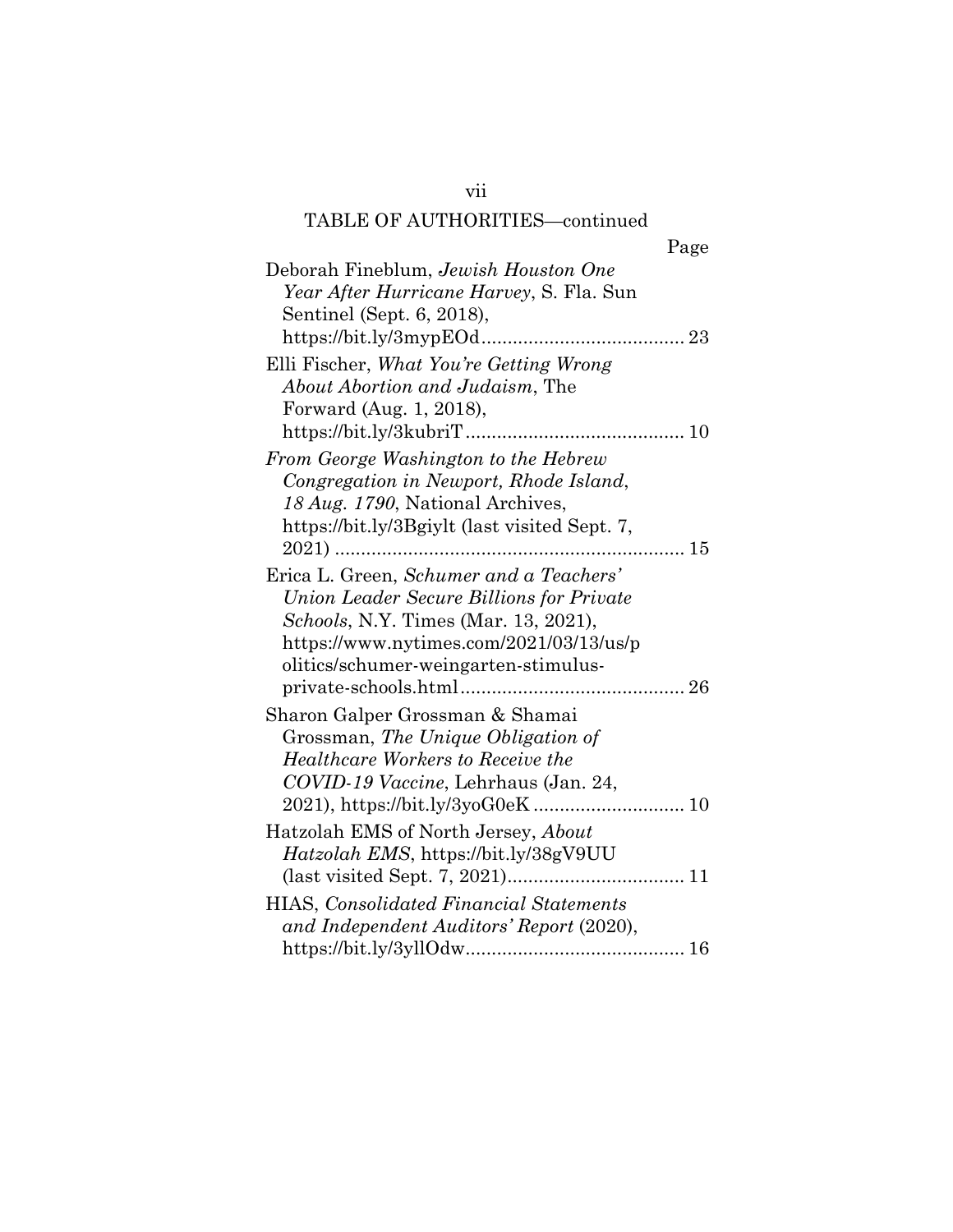TABLE OF AUTHORITIES—continued

Page

Deborah Fineblum, *Jewish Houston One Year After Hurricane Harvey*, S. Fla. Sun Sentinel (Sept. 6, 2018), https://bit.ly/3mypEOd....................................... 23

Elli Fischer, *What You're Getting Wrong About Abortion and Judaism*, The Forward (Aug. 1, 2018), https://bit.ly/3kubriT.......................................... 10

*From George Washington to the Hebrew Congregation in Newport, Rhode Island, 18 Aug. 1790*, National Archives, https://bit.ly/3Bgiylt (last visited Sept. 7, 2021) ................................................................... 15

Erica L. Green, *Schumer and a Teachers' Union Leader Secure Billions for Private Schools*, N.Y. Times (Mar. 13, 2021), https://www.nytimes.com/2021/03/13/us/politics/schumer-weingarten-stimulus-private-schools.html........................................... 26

Sharon Galper Grossman & Shamai Grossman, *The Unique Obligation of Healthcare Workers to Receive the COVID-19 Vaccine*, Lehrhaus (Jan. 24, 2021), https://bit.ly/3yoG0eK............................ 10

Hatzolah EMS of North Jersey, *About Hatzolah EMS*, https://bit.ly/38gV9UU (last visited Sept. 7, 2021).................................. 11

HIAS, *Consolidated Financial Statements and Independent Auditors' Report* (2020), https://bit.ly/3yllOdw.......................................... 16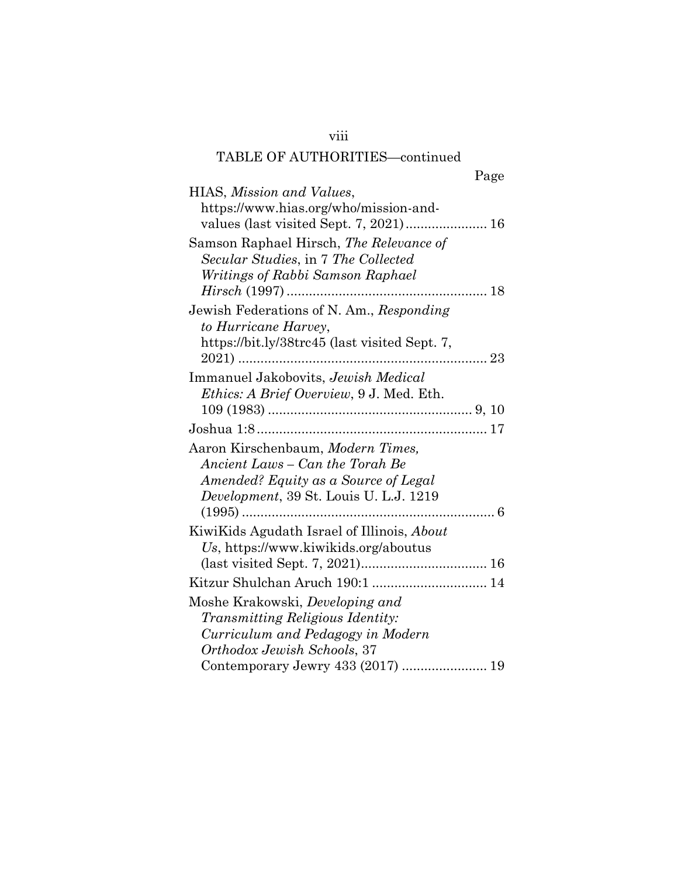TABLE OF AUTHORITIES—continued

| | Page |
|---|---|
| HIAS, *Mission and Values*, https://www.hias.org/who/mission-and-values (last visited Sept. 7, 2021) | 16 |
| Samson Raphael Hirsch, *The Relevance of Secular Studies*, in 7 *The Collected Writings of Rabbi Samson Raphael Hirsch* (1997) | 18 |
| Jewish Federations of N. Am., *Responding to Hurricane Harvey*, https://bit.ly/38trc45 (last visited Sept. 7, 2021) | 23 |
| Immanuel Jakobovits, *Jewish Medical Ethics: A Brief Overview*, 9 J. Med. Eth. 109 (1983) | 9, 10 |
| Joshua 1:8 | 17 |
| Aaron Kirschenbaum, *Modern Times, Ancient Laws – Can the Torah Be Amended? Equity as a Source of Legal Development*, 39 St. Louis U. L.J. 1219 (1995) | 6 |
| KiwiKids Agudath Israel of Illinois, *About Us*, https://www.kiwikids.org/aboutus (last visited Sept. 7, 2021) | 16 |
| Kitzur Shulchan Aruch 190:1 | 14 |
| Moshe Krakowski, *Developing and Transmitting Religious Identity: Curriculum and Pedagogy in Modern Orthodox Jewish Schools*, 37 Contemporary Jewry 433 (2017) | 19 |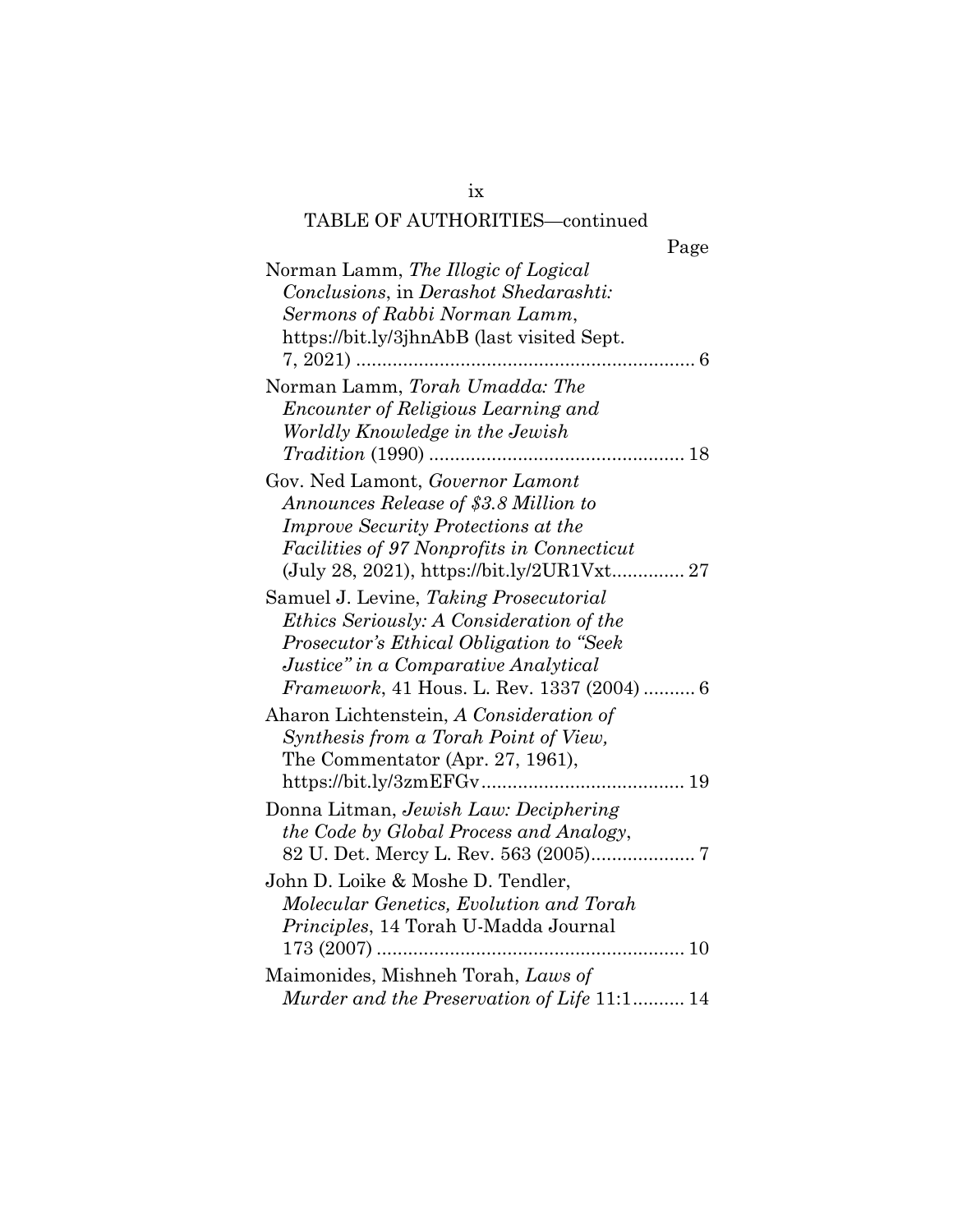TABLE OF AUTHORITIES—continued

Page

Norman Lamm, *The Illogic of Logical Conclusions*, in *Derashot Shedarashti: Sermons of Rabbi Norman Lamm*, https://bit.ly/3jhnAbB (last visited Sept. 7, 2021) ........................................................... 6

Norman Lamm, *Torah Umadda: The Encounter of Religious Learning and Worldly Knowledge in the Jewish Tradition* (1990) ............................................. 18

Gov. Ned Lamont, *Governor Lamont Announces Release of $3.8 Million to Improve Security Protections at the Facilities of 97 Nonprofits in Connecticut* (July 28, 2021), https://bit.ly/2UR1Vxt.............. 27

Samuel J. Levine, *Taking Prosecutorial Ethics Seriously: A Consideration of the Prosecutor's Ethical Obligation to "Seek Justice" in a Comparative Analytical Framework*, 41 Hous. L. Rev. 1337 (2004) .......... 6

Aharon Lichtenstein, *A Consideration of Synthesis from a Torah Point of View,* The Commentator (Apr. 27, 1961), https://bit.ly/3zmEFGv....................................... 19

Donna Litman, *Jewish Law: Deciphering the Code by Global Process and Analogy*, 82 U. Det. Mercy L. Rev. 563 (2005).................... 7

John D. Loike & Moshe D. Tendler, *Molecular Genetics, Evolution and Torah Principles*, 14 Torah U-Madda Journal 173 (2007) ........................................................... 10

Maimonides, Mishneh Torah, *Laws of Murder and the Preservation of Life* 11:1.......... 14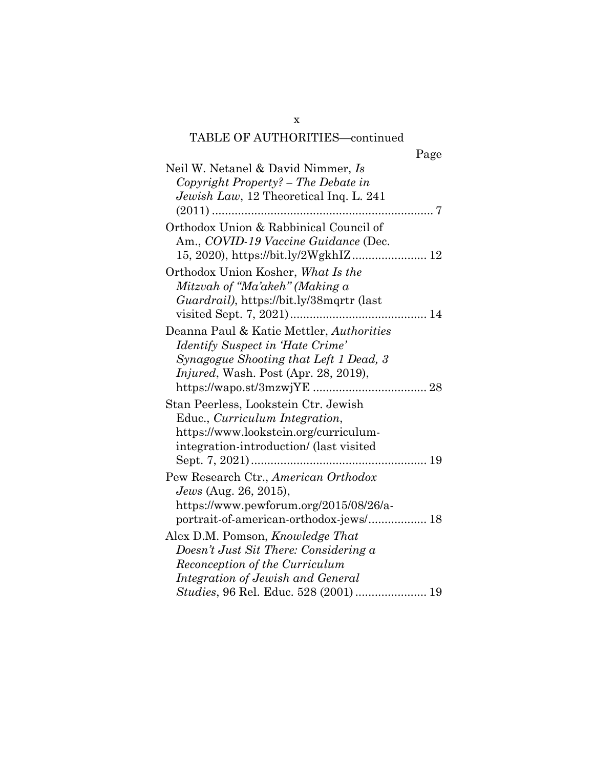## TABLE OF AUTHORITIES—continued

Page

Neil W. Netanel & David Nimmer, *Is Copyright Property? – The Debate in Jewish Law*, 12 Theoretical Inq. L. 241 (2011) .................................................................... 7

Orthodox Union & Rabbinical Council of Am., *COVID-19 Vaccine Guidance* (Dec. 15, 2020), https://bit.ly/2WgkhIZ....................... 12

Orthodox Union Kosher, *What Is the Mitzvah of "Ma'akeh" (Making a Guardrail)*, https://bit.ly/38mqrtr (last visited Sept. 7, 2021).......................................... 14

Deanna Paul & Katie Mettler, *Authorities Identify Suspect in 'Hate Crime' Synagogue Shooting that Left 1 Dead, 3 Injured*, Wash. Post (Apr. 28, 2019), https://wapo.st/3mzwjYE ................................... 28

Stan Peerless, Lookstein Ctr. Jewish Educ., *Curriculum Integration*, https://www.lookstein.org/curriculum-integration-introduction/ (last visited Sept. 7, 2021)...................................................... 19

Pew Research Ctr., *American Orthodox Jews* (Aug. 26, 2015), https://www.pewforum.org/2015/08/26/a-portrait-of-american-orthodox-jews/.................. 18

Alex D.M. Pomson, *Knowledge That Doesn't Just Sit There: Considering a Reconception of the Curriculum Integration of Jewish and General Studies*, 96 Rel. Educ. 528 (2001) ...................... 19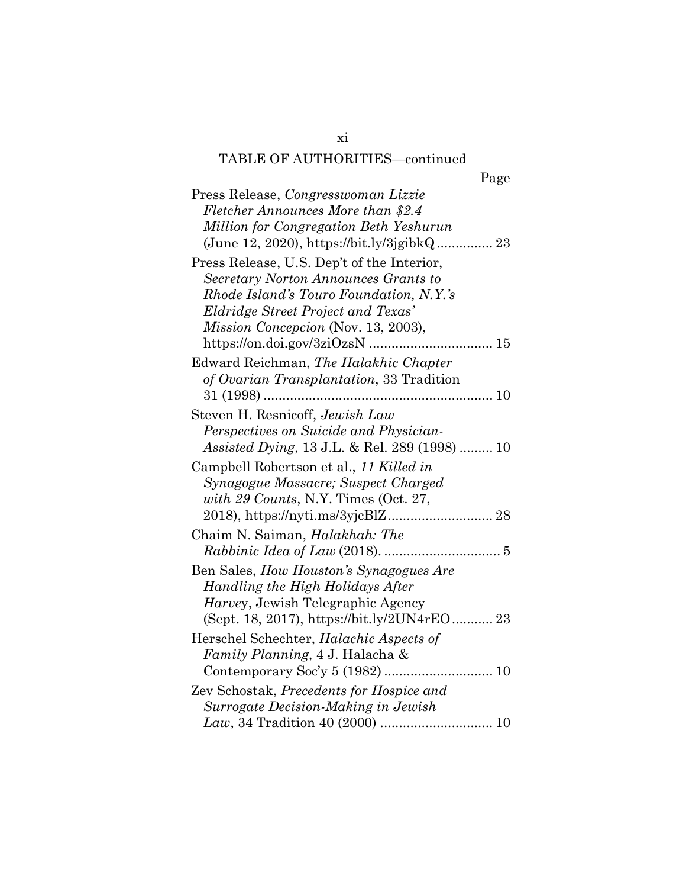TABLE OF AUTHORITIES—continued

Page

Press Release, *Congresswoman Lizzie Fletcher Announces More than $2.4 Million for Congregation Beth Yeshurun* (June 12, 2020), https://bit.ly/3jgibkQ ............... 23

Press Release, U.S. Dep't of the Interior, *Secretary Norton Announces Grants to Rhode Island's Touro Foundation, N.Y.'s Eldridge Street Project and Texas' Mission Concepcion* (Nov. 13, 2003), https://on.doi.gov/3ziOzsN ................................ 15

Edward Reichman, *The Halakhic Chapter of Ovarian Transplantation*, 33 Tradition 31 (1998) ............................................................ 10

Steven H. Resnicoff, *Jewish Law Perspectives on Suicide and Physician-Assisted Dying*, 13 J.L. & Rel. 289 (1998) ......... 10

Campbell Robertson et al., *11 Killed in Synagogue Massacre; Suspect Charged with 29 Counts*, N.Y. Times (Oct. 27, 2018), https://nyti.ms/3yjcBlZ ............................ 28

Chaim N. Saiman, *Halakhah: The Rabbinic Idea of Law* (2018). .............................. 5

Ben Sales, *How Houston's Synagogues Are Handling the High Holidays After Harvey*, Jewish Telegraphic Agency (Sept. 18, 2017), https://bit.ly/2UN4rEO ........... 23

Herschel Schechter, *Halachic Aspects of Family Planning*, 4 J. Halacha & Contemporary Soc'y 5 (1982) ............................ 10

Zev Schostak, *Precedents for Hospice and Surrogate Decision-Making in Jewish Law*, 34 Tradition 40 (2000) .............................. 10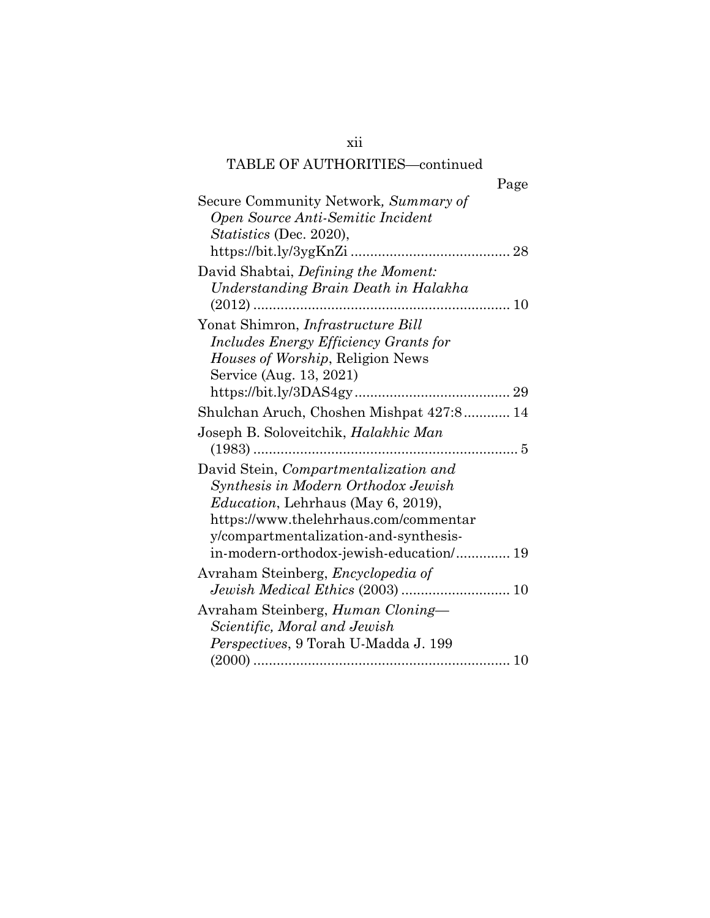TABLE OF AUTHORITIES—continued

Page

Secure Community Network*, Summary of Open Source Anti-Semitic Incident Statistics* (Dec. 2020), https://bit.ly/3ygKnZi ........................................ 28

David Shabtai, *Defining the Moment: Understanding Brain Death in Halakha* (2012) ................................................................ 10

Yonat Shimron, *Infrastructure Bill Includes Energy Efficiency Grants for Houses of Worship*, Religion News Service (Aug. 13, 2021) https://bit.ly/3DAS4gy ........................................ 29

Shulchan Aruch, Choshen Mishpat 427:8 ............ 14

Joseph B. Soloveitchik, *Halakhic Man* (1983) .................................................................... 5

David Stein, *Compartmentalization and Synthesis in Modern Orthodox Jewish Education*, Lehrhaus (May 6, 2019), https://www.thelehrhaus.com/commentary/compartmentalization-and-synthesis-in-modern-orthodox-jewish-education/ .............. 19

Avraham Steinberg, *Encyclopedia of Jewish Medical Ethics* (2003) ............................ 10

Avraham Steinberg, *Human Cloning—Scientific, Moral and Jewish Perspectives*, 9 Torah U-Madda J. 199 (2000) ................................................................ 10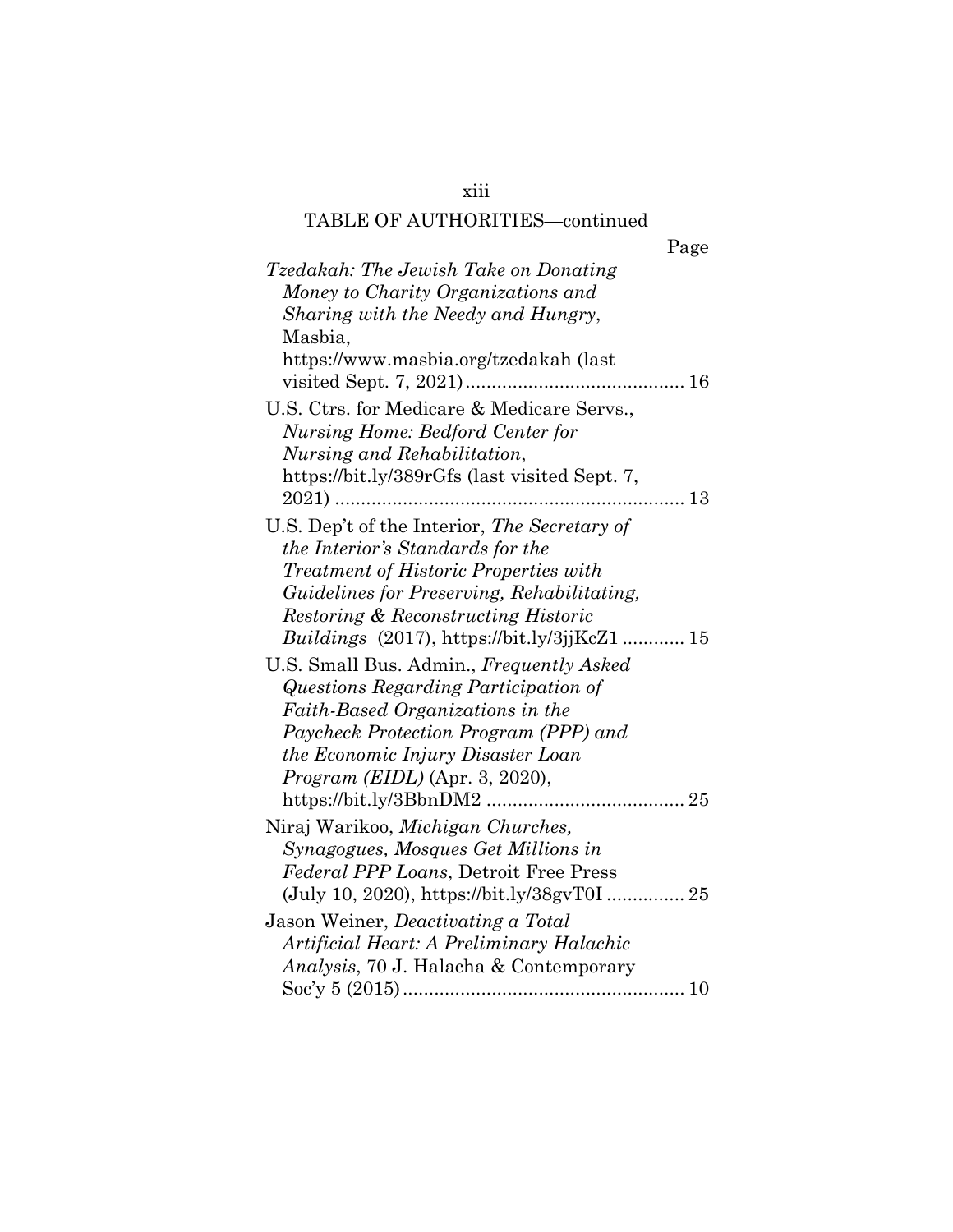TABLE OF AUTHORITIES—continued

Page

*Tzedakah: The Jewish Take on Donating Money to Charity Organizations and Sharing with the Needy and Hungry*, Masbia, https://www.masbia.org/tzedakah (last visited Sept. 7, 2021) .......................................... 16

U.S. Ctrs. for Medicare & Medicare Servs., *Nursing Home: Bedford Center for Nursing and Rehabilitation*, https://bit.ly/389rGfs (last visited Sept. 7, 2021) .................................................................. 13

U.S. Dep't of the Interior, *The Secretary of the Interior's Standards for the Treatment of Historic Properties with Guidelines for Preserving, Rehabilitating, Restoring & Reconstructing Historic Buildings* (2017), https://bit.ly/3jjKcZ1 ............ 15

U.S. Small Bus. Admin., *Frequently Asked Questions Regarding Participation of Faith-Based Organizations in the Paycheck Protection Program (PPP) and the Economic Injury Disaster Loan Program (EIDL)* (Apr. 3, 2020), https://bit.ly/3BbnDM2 ...................................... 25

Niraj Warikoo, *Michigan Churches, Synagogues, Mosques Get Millions in Federal PPP Loans*, Detroit Free Press (July 10, 2020), https://bit.ly/38gvT0I ............... 25

Jason Weiner, *Deactivating a Total Artificial Heart: A Preliminary Halachic Analysis*, 70 J. Halacha & Contemporary Soc'y 5 (2015) ...................................................... 10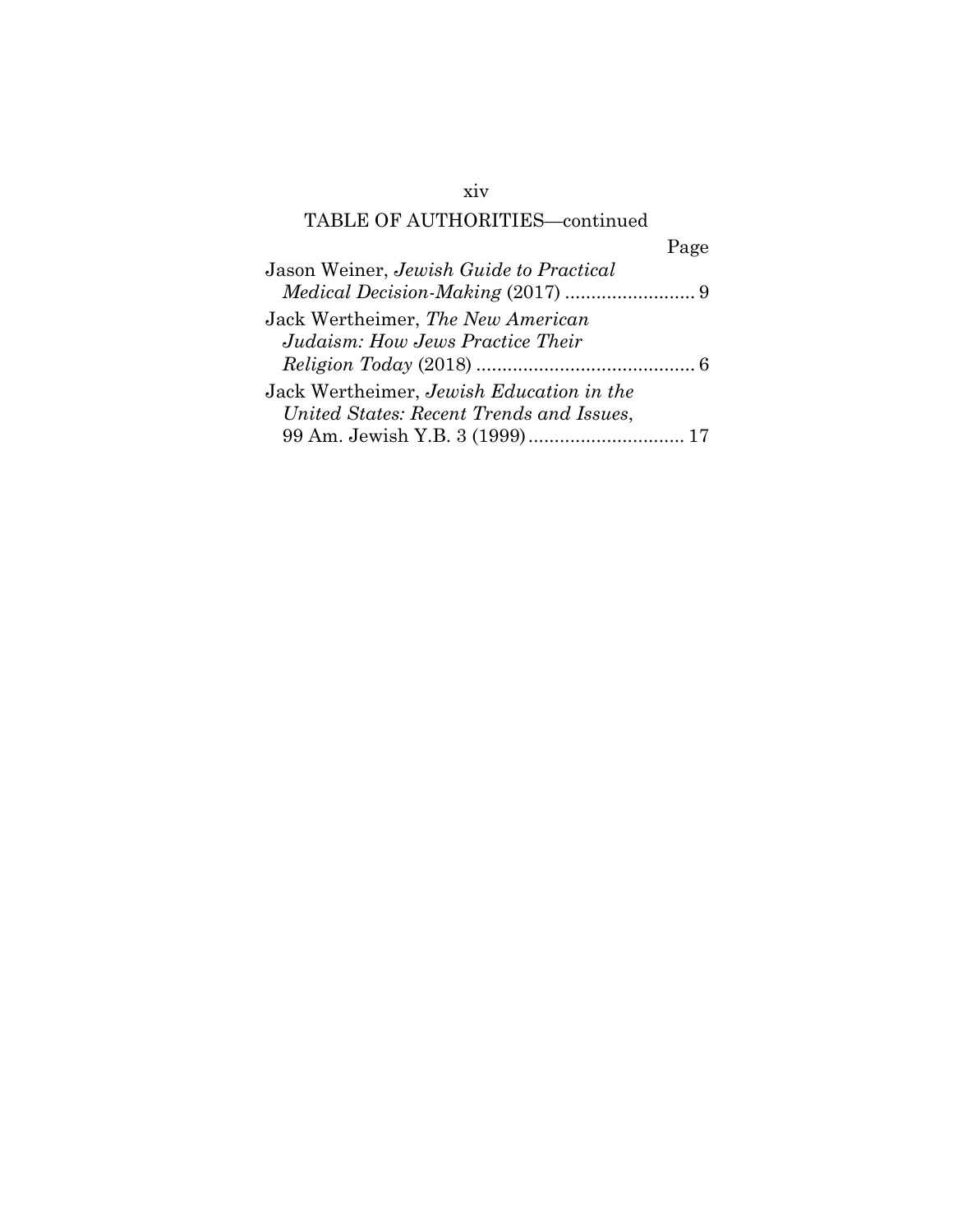TABLE OF AUTHORITIES—continued

Page

Jason Weiner, *Jewish Guide to Practical Medical Decision-Making* (2017) ......................... 9

Jack Wertheimer, *The New American Judaism: How Jews Practice Their Religion Today* (2018) .......................................... 6

Jack Wertheimer, *Jewish Education in the United States: Recent Trends and Issues*, 99 Am. Jewish Y.B. 3 (1999) .............................. 17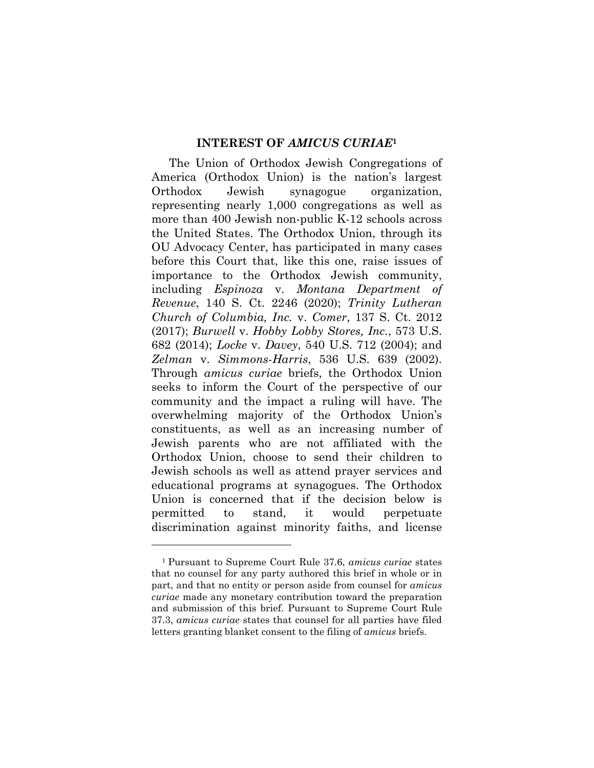## INTEREST OF *AMICUS CURIAE*[1]

The Union of Orthodox Jewish Congregations of America (Orthodox Union) is the nation's largest Orthodox Jewish synagogue organization, representing nearly 1,000 congregations as well as more than 400 Jewish non-public K-12 schools across the United States. The Orthodox Union, through its OU Advocacy Center, has participated in many cases before this Court that, like this one, raise issues of importance to the Orthodox Jewish community, including *Espinoza* v. *Montana Department of Revenue*, 140 S. Ct. 2246 (2020); *Trinity Lutheran Church of Columbia, Inc.* v. *Comer*, 137 S. Ct. 2012 (2017); *Burwell* v. *Hobby Lobby Stores, Inc.*, 573 U.S. 682 (2014); *Locke* v. *Davey*, 540 U.S. 712 (2004); and *Zelman* v. *Simmons-Harris*, 536 U.S. 639 (2002). Through *amicus curiae* briefs, the Orthodox Union seeks to inform the Court of the perspective of our community and the impact a ruling will have. The overwhelming majority of the Orthodox Union's constituents, as well as an increasing number of Jewish parents who are not affiliated with the Orthodox Union, choose to send their children to Jewish schools as well as attend prayer services and educational programs at synagogues. The Orthodox Union is concerned that if the decision below is permitted to stand, it would perpetuate discrimination against minority faiths, and license

---

[1] Pursuant to Supreme Court Rule 37.6, *amicus curiae* states that no counsel for any party authored this brief in whole or in part, and that no entity or person aside from counsel for *amicus curiae* made any monetary contribution toward the preparation and submission of this brief. Pursuant to Supreme Court Rule 37.3, *amicus curiae* states that counsel for all parties have filed letters granting blanket consent to the filing of *amicus* briefs.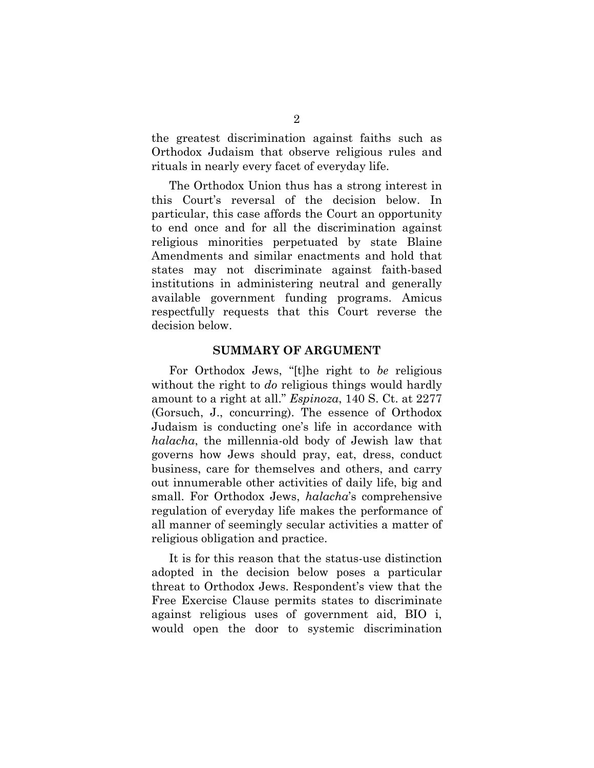the greatest discrimination against faiths such as Orthodox Judaism that observe religious rules and rituals in nearly every facet of everyday life.

The Orthodox Union thus has a strong interest in this Court's reversal of the decision below. In particular, this case affords the Court an opportunity to end once and for all the discrimination against religious minorities perpetuated by state Blaine Amendments and similar enactments and hold that states may not discriminate against faith-based institutions in administering neutral and generally available government funding programs. Amicus respectfully requests that this Court reverse the decision below.

## SUMMARY OF ARGUMENT

For Orthodox Jews, "[t]he right to *be* religious without the right to *do* religious things would hardly amount to a right at all." *Espinoza*, 140 S. Ct. at 2277 (Gorsuch, J., concurring). The essence of Orthodox Judaism is conducting one's life in accordance with *halacha*, the millennia-old body of Jewish law that governs how Jews should pray, eat, dress, conduct business, care for themselves and others, and carry out innumerable other activities of daily life, big and small. For Orthodox Jews, *halacha*'s comprehensive regulation of everyday life makes the performance of all manner of seemingly secular activities a matter of religious obligation and practice.

It is for this reason that the status-use distinction adopted in the decision below poses a particular threat to Orthodox Jews. Respondent's view that the Free Exercise Clause permits states to discriminate against religious uses of government aid, BIO i, would open the door to systemic discrimination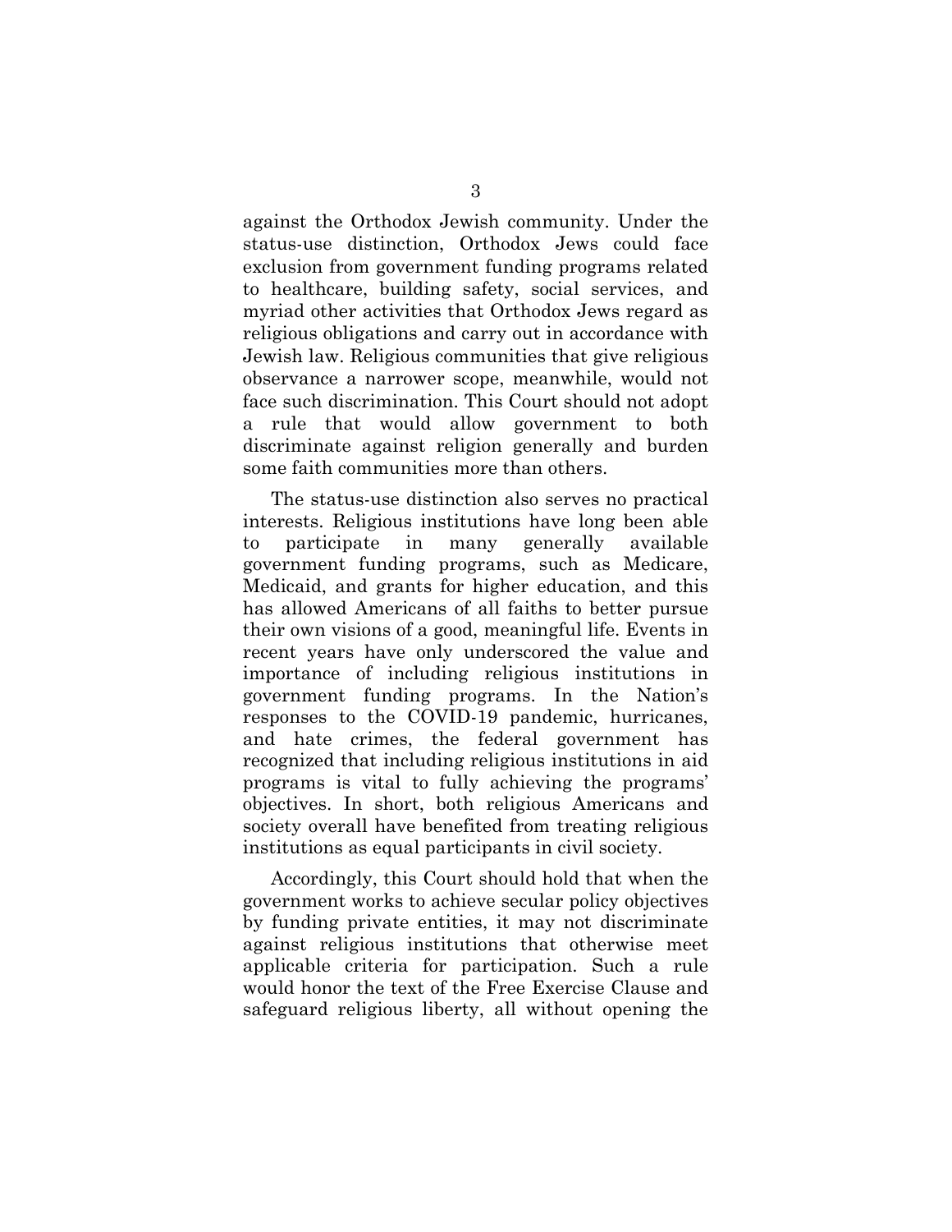against the Orthodox Jewish community. Under the status-use distinction, Orthodox Jews could face exclusion from government funding programs related to healthcare, building safety, social services, and myriad other activities that Orthodox Jews regard as religious obligations and carry out in accordance with Jewish law. Religious communities that give religious observance a narrower scope, meanwhile, would not face such discrimination. This Court should not adopt a rule that would allow government to both discriminate against religion generally and burden some faith communities more than others.

The status-use distinction also serves no practical interests. Religious institutions have long been able to participate in many generally available government funding programs, such as Medicare, Medicaid, and grants for higher education, and this has allowed Americans of all faiths to better pursue their own visions of a good, meaningful life. Events in recent years have only underscored the value and importance of including religious institutions in government funding programs. In the Nation's responses to the COVID-19 pandemic, hurricanes, and hate crimes, the federal government has recognized that including religious institutions in aid programs is vital to fully achieving the programs' objectives. In short, both religious Americans and society overall have benefited from treating religious institutions as equal participants in civil society.

Accordingly, this Court should hold that when the government works to achieve secular policy objectives by funding private entities, it may not discriminate against religious institutions that otherwise meet applicable criteria for participation. Such a rule would honor the text of the Free Exercise Clause and safeguard religious liberty, all without opening the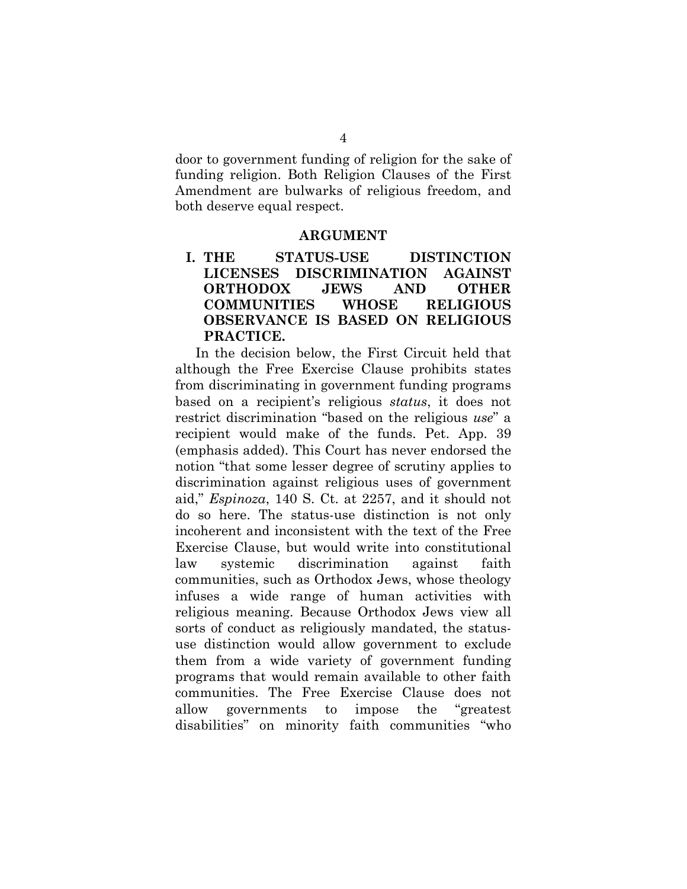door to government funding of religion for the sake of funding religion. Both Religion Clauses of the First Amendment are bulwarks of religious freedom, and both deserve equal respect.

## ARGUMENT

### I. THE STATUS-USE DISTINCTION LICENSES DISCRIMINATION AGAINST ORTHODOX JEWS AND OTHER COMMUNITIES WHOSE RELIGIOUS OBSERVANCE IS BASED ON RELIGIOUS PRACTICE.

In the decision below, the First Circuit held that although the Free Exercise Clause prohibits states from discriminating in government funding programs based on a recipient's religious *status*, it does not restrict discrimination "based on the religious *use*" a recipient would make of the funds. Pet. App. 39 (emphasis added). This Court has never endorsed the notion "that some lesser degree of scrutiny applies to discrimination against religious uses of government aid," *Espinoza*, 140 S. Ct. at 2257, and it should not do so here. The status-use distinction is not only incoherent and inconsistent with the text of the Free Exercise Clause, but would write into constitutional law systemic discrimination against faith communities, such as Orthodox Jews, whose theology infuses a wide range of human activities with religious meaning. Because Orthodox Jews view all sorts of conduct as religiously mandated, the status-use distinction would allow government to exclude them from a wide variety of government funding programs that would remain available to other faith communities. The Free Exercise Clause does not allow governments to impose the "greatest disabilities" on minority faith communities "who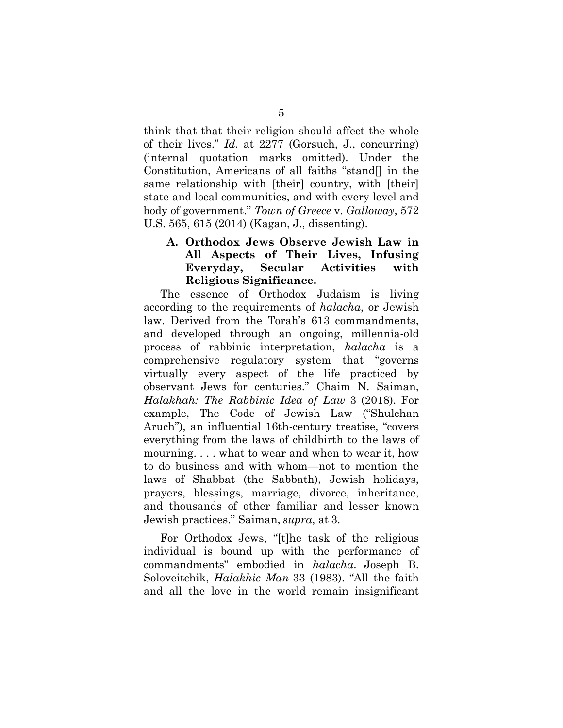think that that their religion should affect the whole of their lives." *Id.* at 2277 (Gorsuch, J., concurring) (internal quotation marks omitted). Under the Constitution, Americans of all faiths "stand[] in the same relationship with [their] country, with [their] state and local communities, and with every level and body of government." *Town of Greece* v. *Galloway*, 572 U.S. 565, 615 (2014) (Kagan, J., dissenting).

### A. Orthodox Jews Observe Jewish Law in All Aspects of Their Lives, Infusing Everyday, Secular Activities with Religious Significance.

The essence of Orthodox Judaism is living according to the requirements of *halacha*, or Jewish law. Derived from the Torah's 613 commandments, and developed through an ongoing, millennia-old process of rabbinic interpretation, *halacha* is a comprehensive regulatory system that "governs virtually every aspect of the life practiced by observant Jews for centuries." Chaim N. Saiman, *Halakhah: The Rabbinic Idea of Law* 3 (2018). For example, The Code of Jewish Law ("Shulchan Aruch"), an influential 16th-century treatise, "covers everything from the laws of childbirth to the laws of mourning. . . . what to wear and when to wear it, how to do business and with whom—not to mention the laws of Shabbat (the Sabbath), Jewish holidays, prayers, blessings, marriage, divorce, inheritance, and thousands of other familiar and lesser known Jewish practices." Saiman, *supra*, at 3.

For Orthodox Jews, "[t]he task of the religious individual is bound up with the performance of commandments" embodied in *halacha*. Joseph B. Soloveitchik, *Halakhic Man* 33 (1983). "All the faith and all the love in the world remain insignificant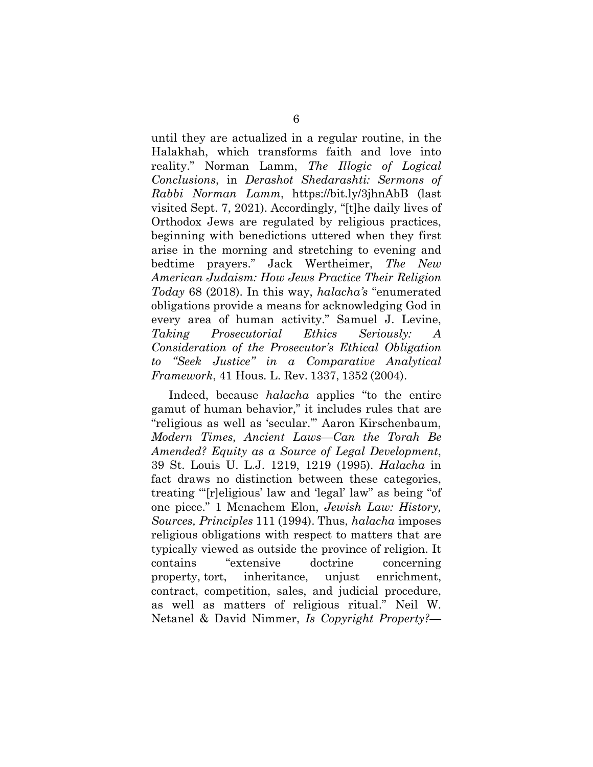until they are actualized in a regular routine, in the Halakhah, which transforms faith and love into reality." Norman Lamm, *The Illogic of Logical Conclusions*, in *Derashot Shedarashti: Sermons of Rabbi Norman Lamm*, https://bit.ly/3jhnAbB (last visited Sept. 7, 2021). Accordingly, "[t]he daily lives of Orthodox Jews are regulated by religious practices, beginning with benedictions uttered when they first arise in the morning and stretching to evening and bedtime prayers." Jack Wertheimer, *The New American Judaism: How Jews Practice Their Religion Today* 68 (2018). In this way, *halacha's* "enumerated obligations provide a means for acknowledging God in every area of human activity." Samuel J. Levine, *Taking Prosecutorial Ethics Seriously: A Consideration of the Prosecutor's Ethical Obligation to "Seek Justice" in a Comparative Analytical Framework*, 41 Hous. L. Rev. 1337, 1352 (2004).

Indeed, because *halacha* applies "to the entire gamut of human behavior," it includes rules that are "religious as well as 'secular.'" Aaron Kirschenbaum, *Modern Times, Ancient Laws—Can the Torah Be Amended? Equity as a Source of Legal Development*, 39 St. Louis U. L.J. 1219, 1219 (1995). *Halacha* in fact draws no distinction between these categories, treating "'[r]eligious' law and 'legal' law" as being "of one piece." 1 Menachem Elon, *Jewish Law: History, Sources, Principles* 111 (1994). Thus, *halacha* imposes religious obligations with respect to matters that are typically viewed as outside the province of religion. It contains "extensive doctrine concerning property, tort, inheritance, unjust enrichment, contract, competition, sales, and judicial procedure, as well as matters of religious ritual." Neil W. Netanel & David Nimmer, *Is Copyright Property?—*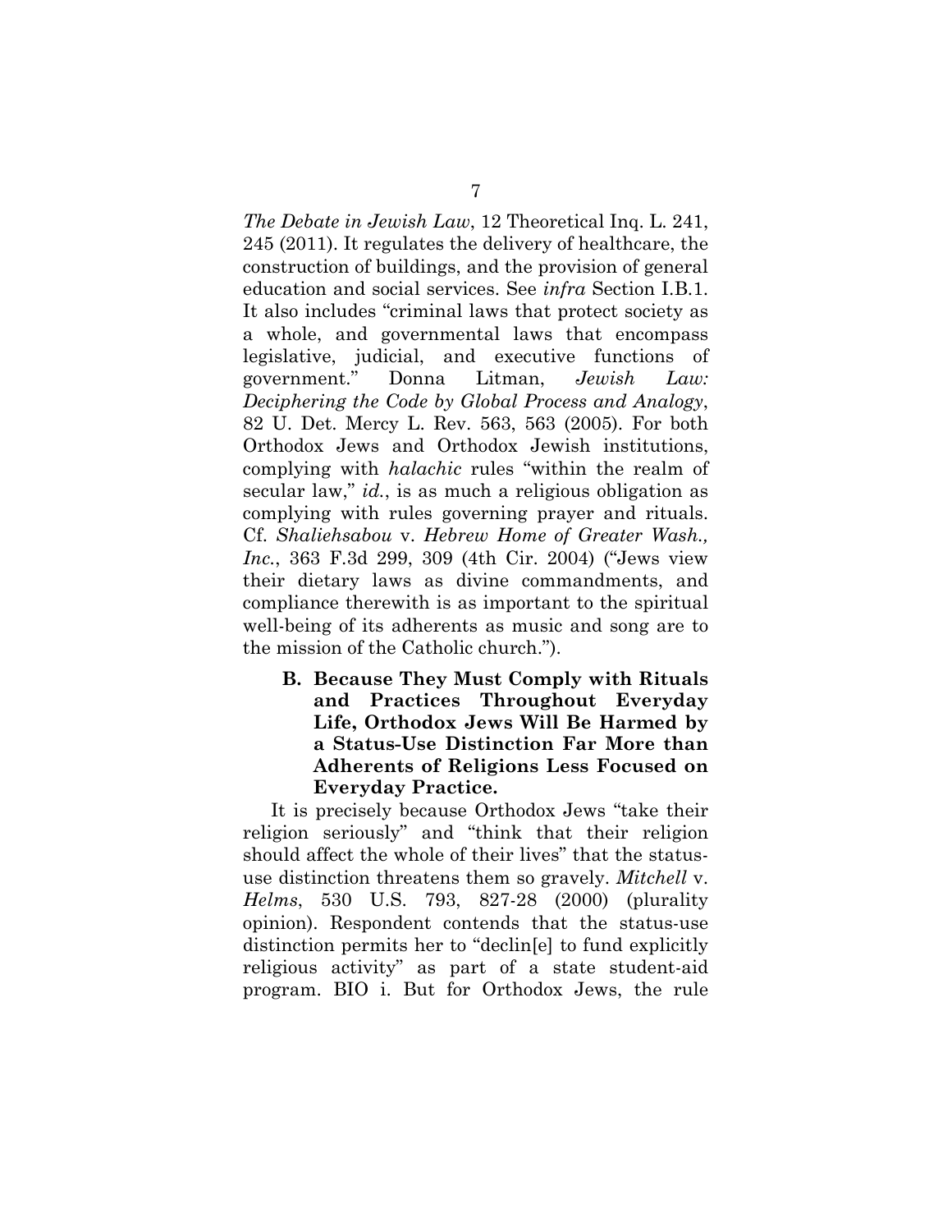*The Debate in Jewish Law*, 12 Theoretical Inq. L. 241, 245 (2011). It regulates the delivery of healthcare, the construction of buildings, and the provision of general education and social services. See *infra* Section I.B.1. It also includes "criminal laws that protect society as a whole, and governmental laws that encompass legislative, judicial, and executive functions of government." Donna Litman, *Jewish Law: Deciphering the Code by Global Process and Analogy*, 82 U. Det. Mercy L. Rev. 563, 563 (2005). For both Orthodox Jews and Orthodox Jewish institutions, complying with *halachic* rules "within the realm of secular law," *id.*, is as much a religious obligation as complying with rules governing prayer and rituals. Cf. *Shaliehsabou* v. *Hebrew Home of Greater Wash., Inc.*, 363 F.3d 299, 309 (4th Cir. 2004) ("Jews view their dietary laws as divine commandments, and compliance therewith is as important to the spiritual well-being of its adherents as music and song are to the mission of the Catholic church.").

### B. Because They Must Comply with Rituals and Practices Throughout Everyday Life, Orthodox Jews Will Be Harmed by a Status-Use Distinction Far More than Adherents of Religions Less Focused on Everyday Practice.

It is precisely because Orthodox Jews "take their religion seriously" and "think that their religion should affect the whole of their lives" that the status-use distinction threatens them so gravely. *Mitchell* v. *Helms*, 530 U.S. 793, 827-28 (2000) (plurality opinion). Respondent contends that the status-use distinction permits her to "declin[e] to fund explicitly religious activity" as part of a state student-aid program. BIO i. But for Orthodox Jews, the rule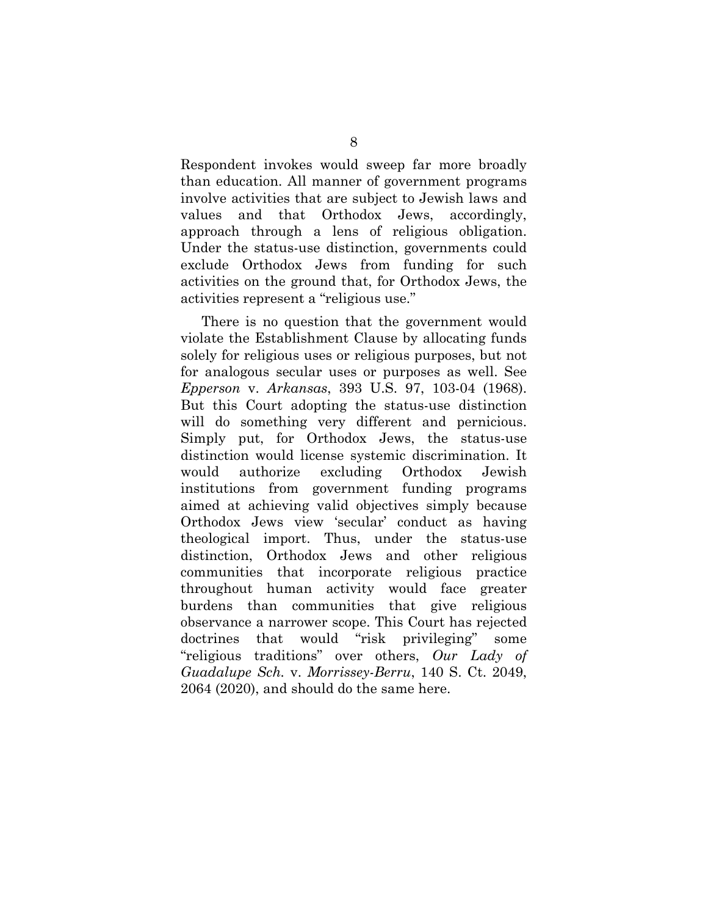Respondent invokes would sweep far more broadly than education. All manner of government programs involve activities that are subject to Jewish laws and values and that Orthodox Jews, accordingly, approach through a lens of religious obligation. Under the status-use distinction, governments could exclude Orthodox Jews from funding for such activities on the ground that, for Orthodox Jews, the activities represent a "religious use."

There is no question that the government would violate the Establishment Clause by allocating funds solely for religious uses or religious purposes, but not for analogous secular uses or purposes as well. See *Epperson* v. *Arkansas*, 393 U.S. 97, 103-04 (1968). But this Court adopting the status-use distinction will do something very different and pernicious. Simply put, for Orthodox Jews, the status-use distinction would license systemic discrimination. It would authorize excluding Orthodox Jewish institutions from government funding programs aimed at achieving valid objectives simply because Orthodox Jews view 'secular' conduct as having theological import. Thus, under the status-use distinction, Orthodox Jews and other religious communities that incorporate religious practice throughout human activity would face greater burdens than communities that give religious observance a narrower scope. This Court has rejected doctrines that would "risk privileging" some "religious traditions" over others, *Our Lady of Guadalupe Sch.* v. *Morrissey-Berru*, 140 S. Ct. 2049, 2064 (2020), and should do the same here.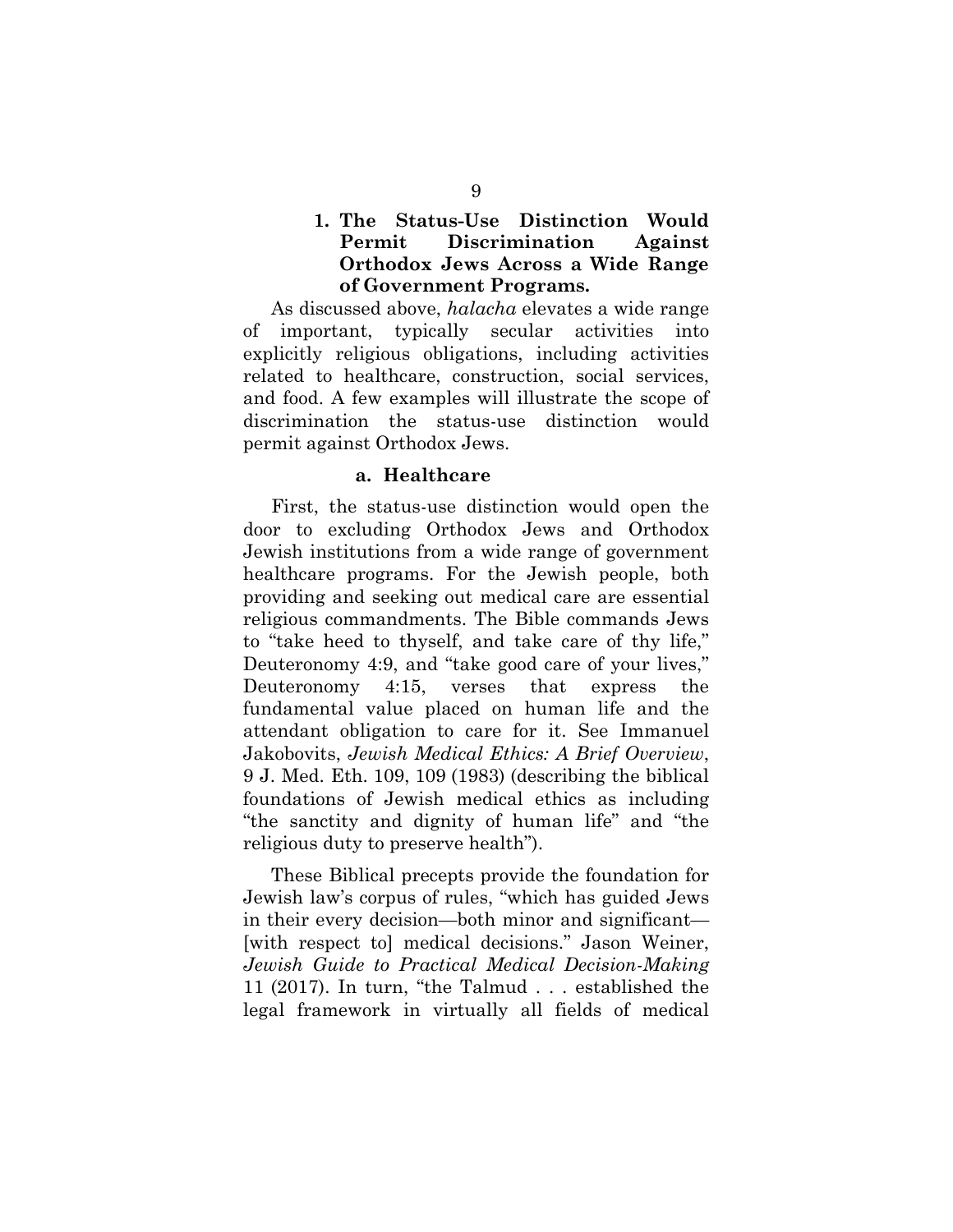### 1. The Status-Use Distinction Would Permit Discrimination Against Orthodox Jews Across a Wide Range of Government Programs.

As discussed above, *halacha* elevates a wide range of important, typically secular activities into explicitly religious obligations, including activities related to healthcare, construction, social services, and food. A few examples will illustrate the scope of discrimination the status-use distinction would permit against Orthodox Jews.

#### a. Healthcare

First, the status-use distinction would open the door to excluding Orthodox Jews and Orthodox Jewish institutions from a wide range of government healthcare programs. For the Jewish people, both providing and seeking out medical care are essential religious commandments. The Bible commands Jews to "take heed to thyself, and take care of thy life," Deuteronomy 4:9, and "take good care of your lives," Deuteronomy 4:15, verses that express the fundamental value placed on human life and the attendant obligation to care for it. See Immanuel Jakobovits, *Jewish Medical Ethics: A Brief Overview*, 9 J. Med. Eth. 109, 109 (1983) (describing the biblical foundations of Jewish medical ethics as including "the sanctity and dignity of human life" and "the religious duty to preserve health").

These Biblical precepts provide the foundation for Jewish law's corpus of rules, "which has guided Jews in their every decision—both minor and significant—[with respect to] medical decisions." Jason Weiner, *Jewish Guide to Practical Medical Decision-Making* 11 (2017). In turn, "the Talmud . . . established the legal framework in virtually all fields of medical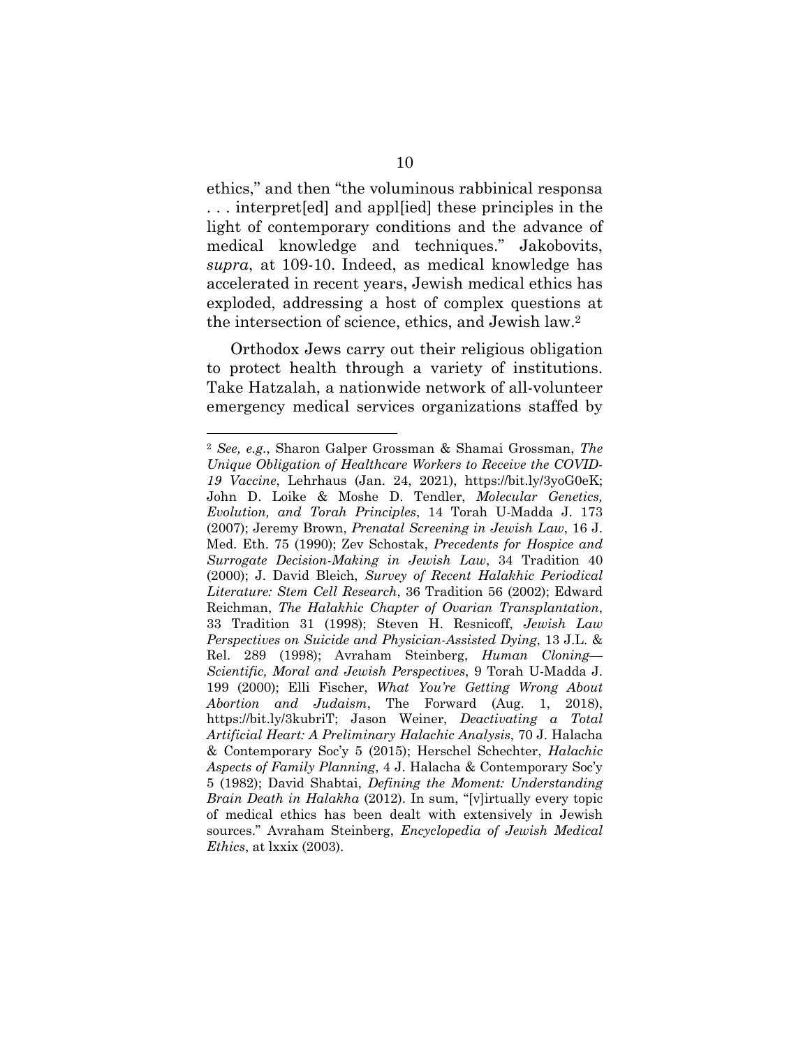ethics," and then "the voluminous rabbinical responsa . . . interpret[ed] and appl[ied] these principles in the light of contemporary conditions and the advance of medical knowledge and techniques." Jakobovits, *supra*, at 109-10. Indeed, as medical knowledge has accelerated in recent years, Jewish medical ethics has exploded, addressing a host of complex questions at the intersection of science, ethics, and Jewish law.[2]

Orthodox Jews carry out their religious obligation to protect health through a variety of institutions. Take Hatzalah, a nationwide network of all-volunteer emergency medical services organizations staffed by

---

[2] *See, e.g.*, Sharon Galper Grossman & Shamai Grossman, *The Unique Obligation of Healthcare Workers to Receive the COVID-19 Vaccine*, Lehrhaus (Jan. 24, 2021), https://bit.ly/3yoG0eK; John D. Loike & Moshe D. Tendler, *Molecular Genetics, Evolution, and Torah Principles*, 14 Torah U-Madda J. 173 (2007); Jeremy Brown, *Prenatal Screening in Jewish Law*, 16 J. Med. Eth. 75 (1990); Zev Schostak, *Precedents for Hospice and Surrogate Decision-Making in Jewish Law*, 34 Tradition 40 (2000); J. David Bleich, *Survey of Recent Halakhic Periodical Literature: Stem Cell Research*, 36 Tradition 56 (2002); Edward Reichman, *The Halakhic Chapter of Ovarian Transplantation*, 33 Tradition 31 (1998); Steven H. Resnicoff, *Jewish Law Perspectives on Suicide and Physician-Assisted Dying*, 13 J.L. & Rel. 289 (1998); Avraham Steinberg, *Human Cloning—Scientific, Moral and Jewish Perspectives*, 9 Torah U-Madda J. 199 (2000); Elli Fischer, *What You're Getting Wrong About Abortion and Judaism*, The Forward (Aug. 1, 2018), https://bit.ly/3kubriT; Jason Weiner, *Deactivating a Total Artificial Heart: A Preliminary Halachic Analysis*, 70 J. Halacha & Contemporary Soc'y 5 (2015); Herschel Schechter, *Halachic Aspects of Family Planning*, 4 J. Halacha & Contemporary Soc'y 5 (1982); David Shabtai, *Defining the Moment: Understanding Brain Death in Halakha* (2012). In sum, "[v]irtually every topic of medical ethics has been dealt with extensively in Jewish sources." Avraham Steinberg, *Encyclopedia of Jewish Medical Ethics*, at lxxix (2003).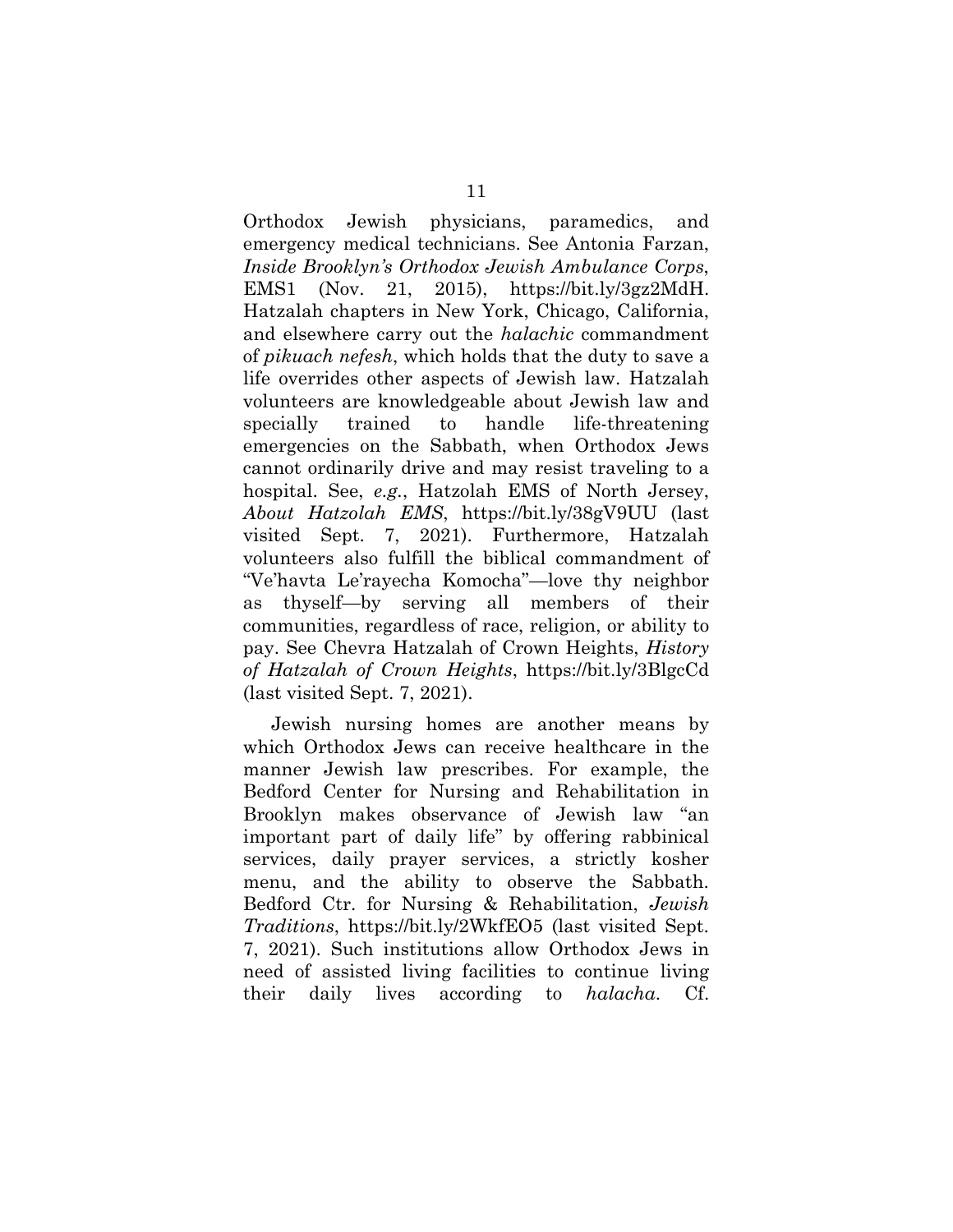Orthodox Jewish physicians, paramedics, and emergency medical technicians. See Antonia Farzan, *Inside Brooklyn's Orthodox Jewish Ambulance Corps*, EMS1 (Nov. 21, 2015), https://bit.ly/3gz2MdH. Hatzalah chapters in New York, Chicago, California, and elsewhere carry out the *halachic* commandment of *pikuach nefesh*, which holds that the duty to save a life overrides other aspects of Jewish law. Hatzalah volunteers are knowledgeable about Jewish law and specially trained to handle life-threatening emergencies on the Sabbath, when Orthodox Jews cannot ordinarily drive and may resist traveling to a hospital. See, *e.g.*, Hatzolah EMS of North Jersey, *About Hatzolah EMS*, https://bit.ly/38gV9UU (last visited Sept. 7, 2021). Furthermore, Hatzalah volunteers also fulfill the biblical commandment of "Ve'havta Le'rayecha Komocha"—love thy neighbor as thyself—by serving all members of their communities, regardless of race, religion, or ability to pay. See Chevra Hatzalah of Crown Heights, *History of Hatzalah of Crown Heights*, https://bit.ly/3BlgcCd (last visited Sept. 7, 2021).

Jewish nursing homes are another means by which Orthodox Jews can receive healthcare in the manner Jewish law prescribes. For example, the Bedford Center for Nursing and Rehabilitation in Brooklyn makes observance of Jewish law "an important part of daily life" by offering rabbinical services, daily prayer services, a strictly kosher menu, and the ability to observe the Sabbath. Bedford Ctr. for Nursing & Rehabilitation, *Jewish Traditions*, https://bit.ly/2WkfEO5 (last visited Sept. 7, 2021). Such institutions allow Orthodox Jews in need of assisted living facilities to continue living their daily lives according to *halacha*. Cf.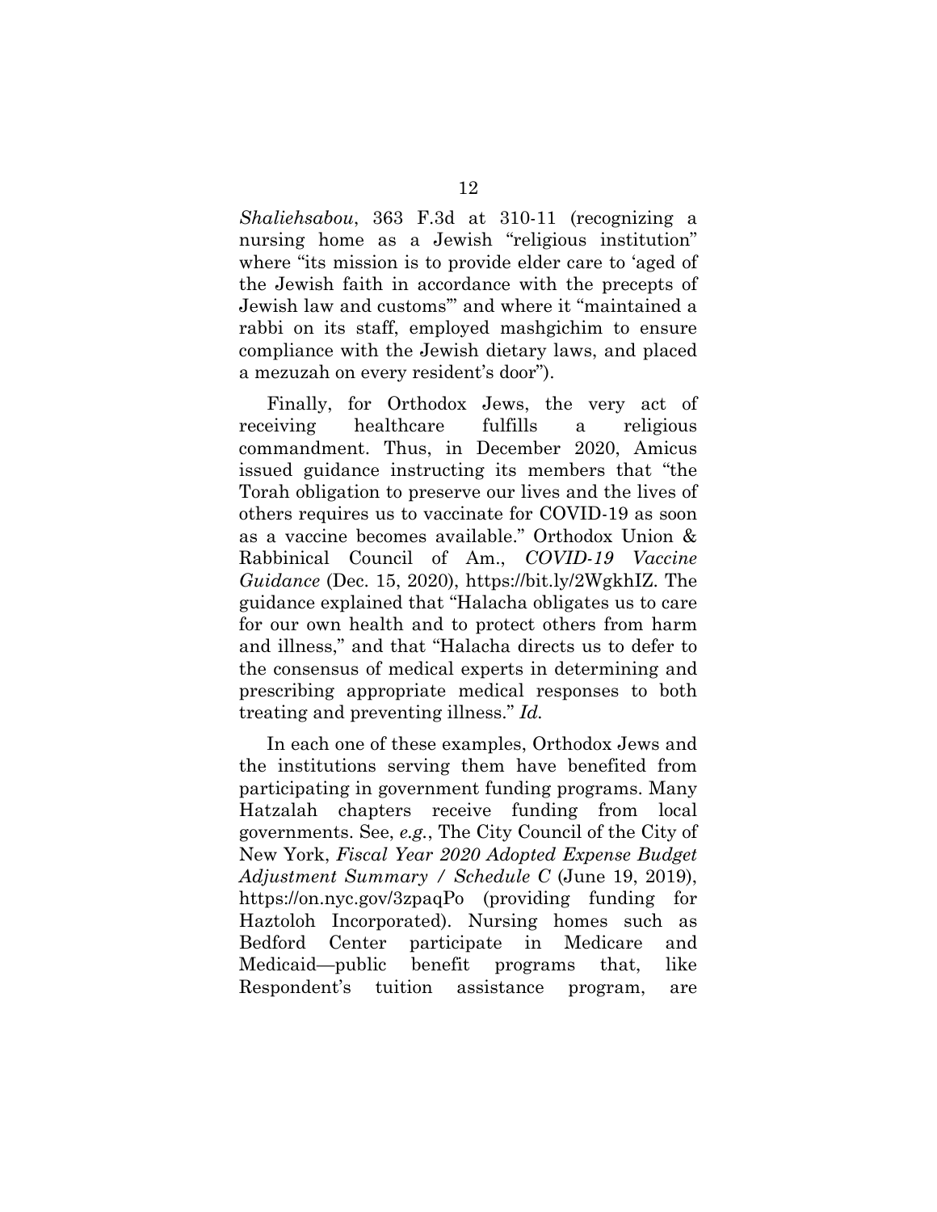*Shaliehsabou*, 363 F.3d at 310-11 (recognizing a nursing home as a Jewish "religious institution" where "its mission is to provide elder care to 'aged of the Jewish faith in accordance with the precepts of Jewish law and customs'" and where it "maintained a rabbi on its staff, employed mashgichim to ensure compliance with the Jewish dietary laws, and placed a mezuzah on every resident's door").

Finally, for Orthodox Jews, the very act of receiving healthcare fulfills a religious commandment. Thus, in December 2020, Amicus issued guidance instructing its members that "the Torah obligation to preserve our lives and the lives of others requires us to vaccinate for COVID-19 as soon as a vaccine becomes available." Orthodox Union & Rabbinical Council of Am., *COVID-19 Vaccine Guidance* (Dec. 15, 2020), https://bit.ly/2WgkhIZ. The guidance explained that "Halacha obligates us to care for our own health and to protect others from harm and illness," and that "Halacha directs us to defer to the consensus of medical experts in determining and prescribing appropriate medical responses to both treating and preventing illness." *Id.*

In each one of these examples, Orthodox Jews and the institutions serving them have benefited from participating in government funding programs. Many Hatzalah chapters receive funding from local governments. See, *e.g.*, The City Council of the City of New York, *Fiscal Year 2020 Adopted Expense Budget Adjustment Summary / Schedule C* (June 19, 2019), https://on.nyc.gov/3zpaqPo (providing funding for Haztoloh Incorporated). Nursing homes such as Bedford Center participate in Medicare and Medicaid—public benefit programs that, like Respondent's tuition assistance program, are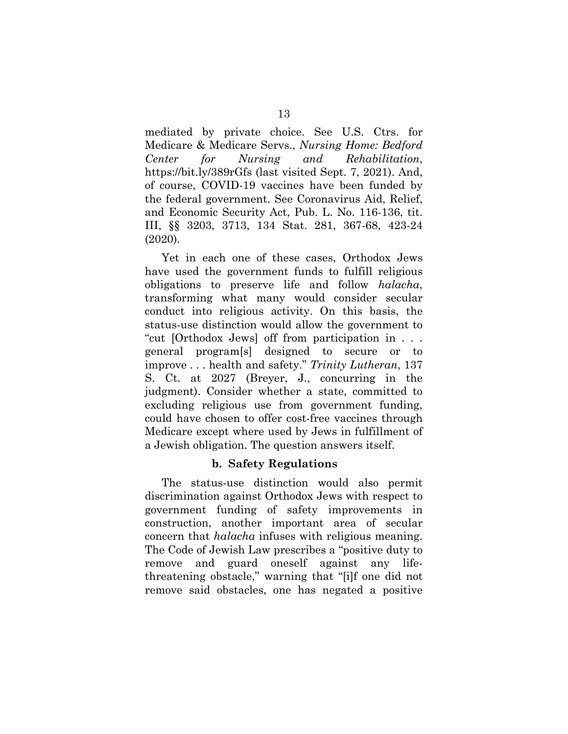mediated by private choice. See U.S. Ctrs. for Medicare & Medicare Servs., *Nursing Home: Bedford Center for Nursing and Rehabilitation*, https://bit.ly/389rGfs (last visited Sept. 7, 2021). And, of course, COVID-19 vaccines have been funded by the federal government. See Coronavirus Aid, Relief, and Economic Security Act, Pub. L. No. 116-136, tit. III, §§ 3203, 3713, 134 Stat. 281, 367-68, 423-24 (2020).

Yet in each one of these cases, Orthodox Jews have used the government funds to fulfill religious obligations to preserve life and follow *halacha*, transforming what many would consider secular conduct into religious activity. On this basis, the status-use distinction would allow the government to "cut [Orthodox Jews] off from participation in . . . general program[s] designed to secure or to improve . . . health and safety." *Trinity Lutheran*, 137 S. Ct. at 2027 (Breyer, J., concurring in the judgment). Consider whether a state, committed to excluding religious use from government funding, could have chosen to offer cost-free vaccines through Medicare except where used by Jews in fulfillment of a Jewish obligation. The question answers itself.

### b. Safety Regulations

The status-use distinction would also permit discrimination against Orthodox Jews with respect to government funding of safety improvements in construction, another important area of secular concern that *halacha* infuses with religious meaning. The Code of Jewish Law prescribes a "positive duty to remove and guard oneself against any life-threatening obstacle," warning that "[i]f one did not remove said obstacles, one has negated a positive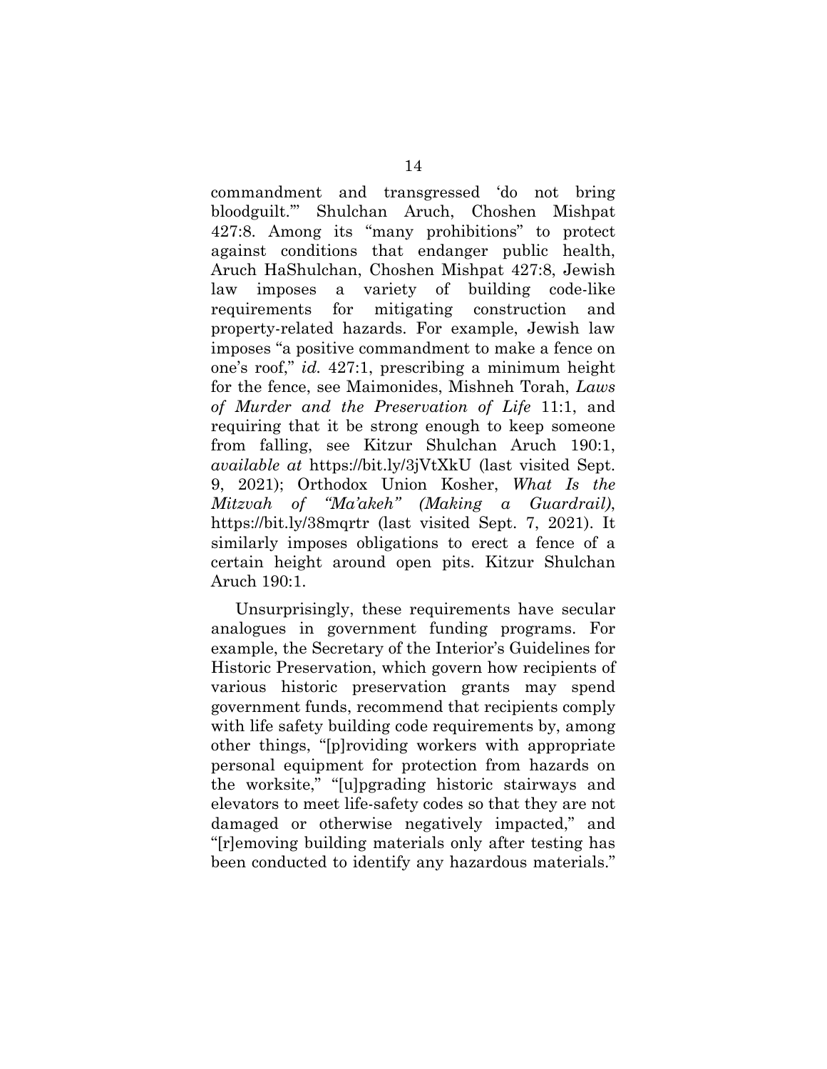commandment and transgressed 'do not bring bloodguilt.'" Shulchan Aruch, Choshen Mishpat 427:8. Among its "many prohibitions" to protect against conditions that endanger public health, Aruch HaShulchan, Choshen Mishpat 427:8, Jewish law imposes a variety of building code-like requirements for mitigating construction and property-related hazards. For example, Jewish law imposes "a positive commandment to make a fence on one's roof," *id.* 427:1, prescribing a minimum height for the fence, see Maimonides, Mishneh Torah, *Laws of Murder and the Preservation of Life* 11:1, and requiring that it be strong enough to keep someone from falling, see Kitzur Shulchan Aruch 190:1, *available at* https://bit.ly/3jVtXkU (last visited Sept. 9, 2021); Orthodox Union Kosher, *What Is the Mitzvah of "Ma'akeh" (Making a Guardrail)*, https://bit.ly/38mqrtr (last visited Sept. 7, 2021). It similarly imposes obligations to erect a fence of a certain height around open pits. Kitzur Shulchan Aruch 190:1.

Unsurprisingly, these requirements have secular analogues in government funding programs. For example, the Secretary of the Interior's Guidelines for Historic Preservation, which govern how recipients of various historic preservation grants may spend government funds, recommend that recipients comply with life safety building code requirements by, among other things, "[p]roviding workers with appropriate personal equipment for protection from hazards on the worksite," "[u]pgrading historic stairways and elevators to meet life-safety codes so that they are not damaged or otherwise negatively impacted," and "[r]emoving building materials only after testing has been conducted to identify any hazardous materials."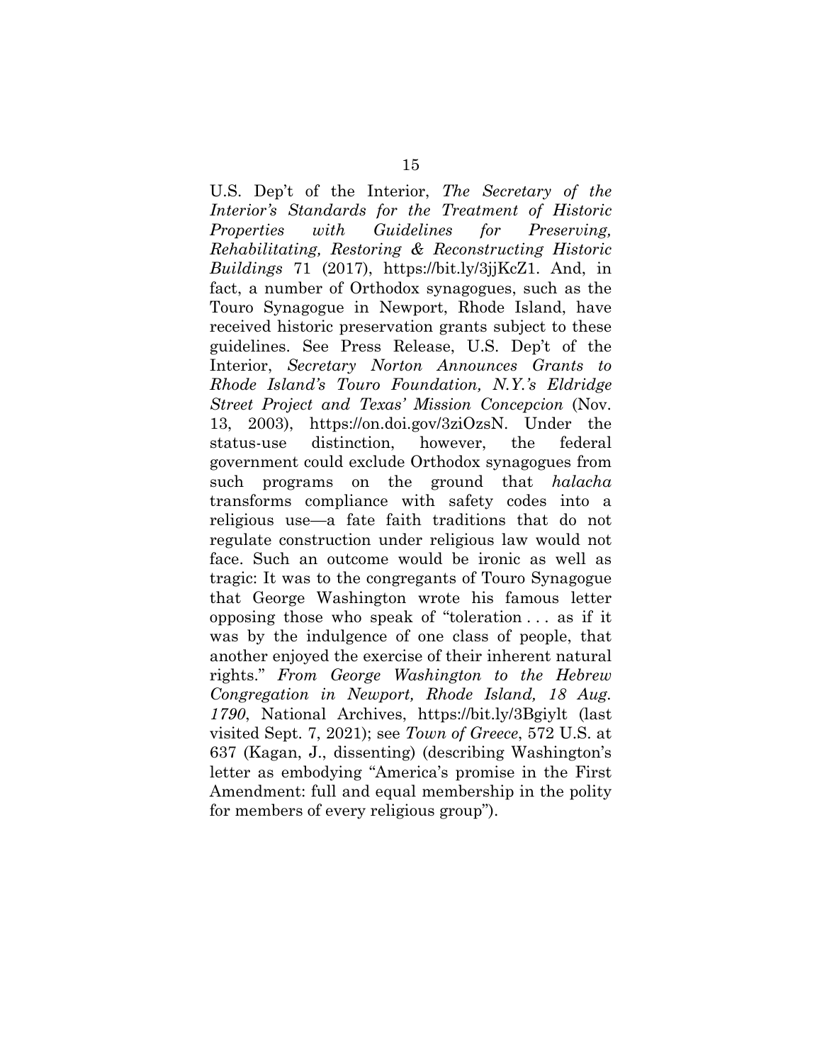U.S. Dep't of the Interior, *The Secretary of the Interior's Standards for the Treatment of Historic Properties with Guidelines for Preserving, Rehabilitating, Restoring & Reconstructing Historic Buildings* 71 (2017), https://bit.ly/3jjKcZ1. And, in fact, a number of Orthodox synagogues, such as the Touro Synagogue in Newport, Rhode Island, have received historic preservation grants subject to these guidelines. See Press Release, U.S. Dep't of the Interior, *Secretary Norton Announces Grants to Rhode Island's Touro Foundation, N.Y.'s Eldridge Street Project and Texas' Mission Concepcion* (Nov. 13, 2003), https://on.doi.gov/3ziOzsN. Under the status-use distinction, however, the federal government could exclude Orthodox synagogues from such programs on the ground that *halacha* transforms compliance with safety codes into a religious use—a fate faith traditions that do not regulate construction under religious law would not face. Such an outcome would be ironic as well as tragic: It was to the congregants of Touro Synagogue that George Washington wrote his famous letter opposing those who speak of "toleration . . . as if it was by the indulgence of one class of people, that another enjoyed the exercise of their inherent natural rights." *From George Washington to the Hebrew Congregation in Newport, Rhode Island, 18 Aug. 1790*, National Archives, https://bit.ly/3Bgiylt (last visited Sept. 7, 2021); see *Town of Greece*, 572 U.S. at 637 (Kagan, J., dissenting) (describing Washington's letter as embodying "America's promise in the First Amendment: full and equal membership in the polity for members of every religious group").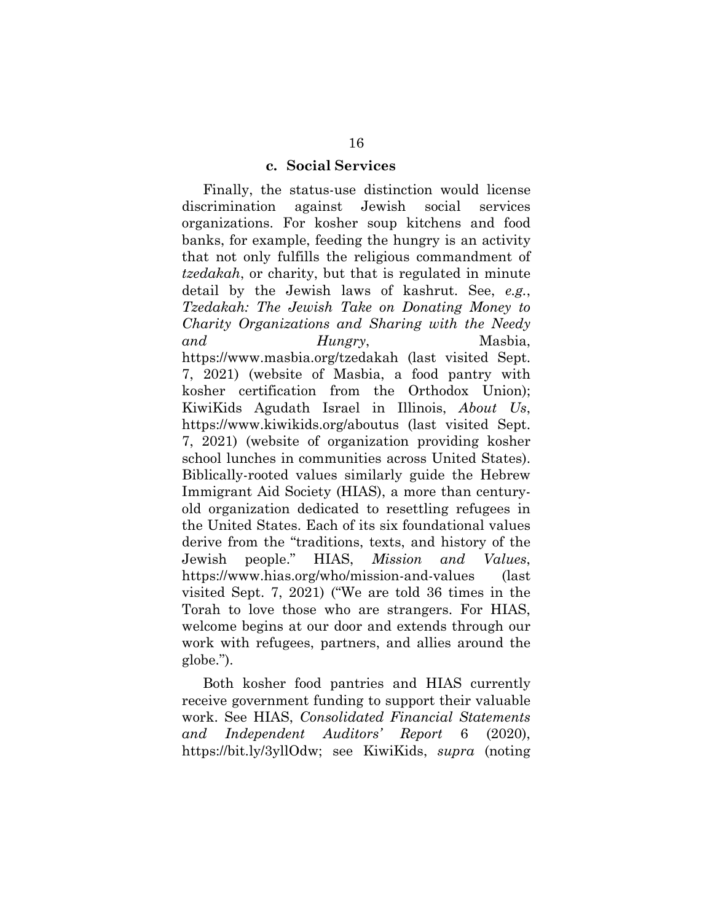### c. Social Services

Finally, the status-use distinction would license discrimination against Jewish social services organizations. For kosher soup kitchens and food banks, for example, feeding the hungry is an activity that not only fulfills the religious commandment of *tzedakah*, or charity, but that is regulated in minute detail by the Jewish laws of kashrut. See, *e.g.*, *Tzedakah: The Jewish Take on Donating Money to Charity Organizations and Sharing with the Needy and Hungry*, Masbia, https://www.masbia.org/tzedakah (last visited Sept. 7, 2021) (website of Masbia, a food pantry with kosher certification from the Orthodox Union); KiwiKids Agudath Israel in Illinois, *About Us*, https://www.kiwikids.org/aboutus (last visited Sept. 7, 2021) (website of organization providing kosher school lunches in communities across United States). Biblically-rooted values similarly guide the Hebrew Immigrant Aid Society (HIAS), a more than century-old organization dedicated to resettling refugees in the United States. Each of its six foundational values derive from the "traditions, texts, and history of the Jewish people." HIAS, *Mission and Values*, https://www.hias.org/who/mission-and-values (last visited Sept. 7, 2021) ("We are told 36 times in the Torah to love those who are strangers. For HIAS, welcome begins at our door and extends through our work with refugees, partners, and allies around the globe.").

Both kosher food pantries and HIAS currently receive government funding to support their valuable work. See HIAS, *Consolidated Financial Statements and Independent Auditors' Report* 6 (2020), https://bit.ly/3yllOdw; see KiwiKids, *supra* (noting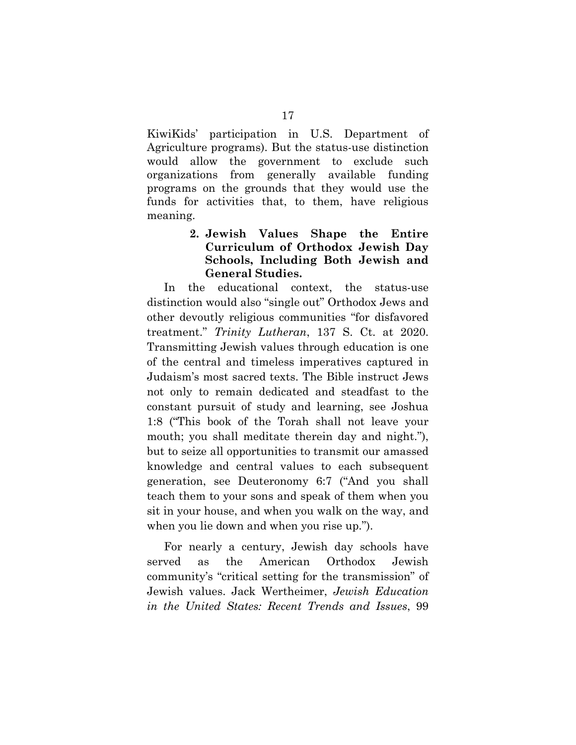KiwiKids' participation in U.S. Department of Agriculture programs). But the status-use distinction would allow the government to exclude such organizations from generally available funding programs on the grounds that they would use the funds for activities that, to them, have religious meaning.

**2. Jewish Values Shape the Entire Curriculum of Orthodox Jewish Day Schools, Including Both Jewish and General Studies.**

In the educational context, the status-use distinction would also "single out" Orthodox Jews and other devoutly religious communities "for disfavored treatment." *Trinity Lutheran*, 137 S. Ct. at 2020. Transmitting Jewish values through education is one of the central and timeless imperatives captured in Judaism's most sacred texts. The Bible instruct Jews not only to remain dedicated and steadfast to the constant pursuit of study and learning, see Joshua 1:8 ("This book of the Torah shall not leave your mouth; you shall meditate therein day and night."), but to seize all opportunities to transmit our amassed knowledge and central values to each subsequent generation, see Deuteronomy 6:7 ("And you shall teach them to your sons and speak of them when you sit in your house, and when you walk on the way, and when you lie down and when you rise up.").

For nearly a century, Jewish day schools have served as the American Orthodox Jewish community's "critical setting for the transmission" of Jewish values. Jack Wertheimer, *Jewish Education in the United States: Recent Trends and Issues*, 99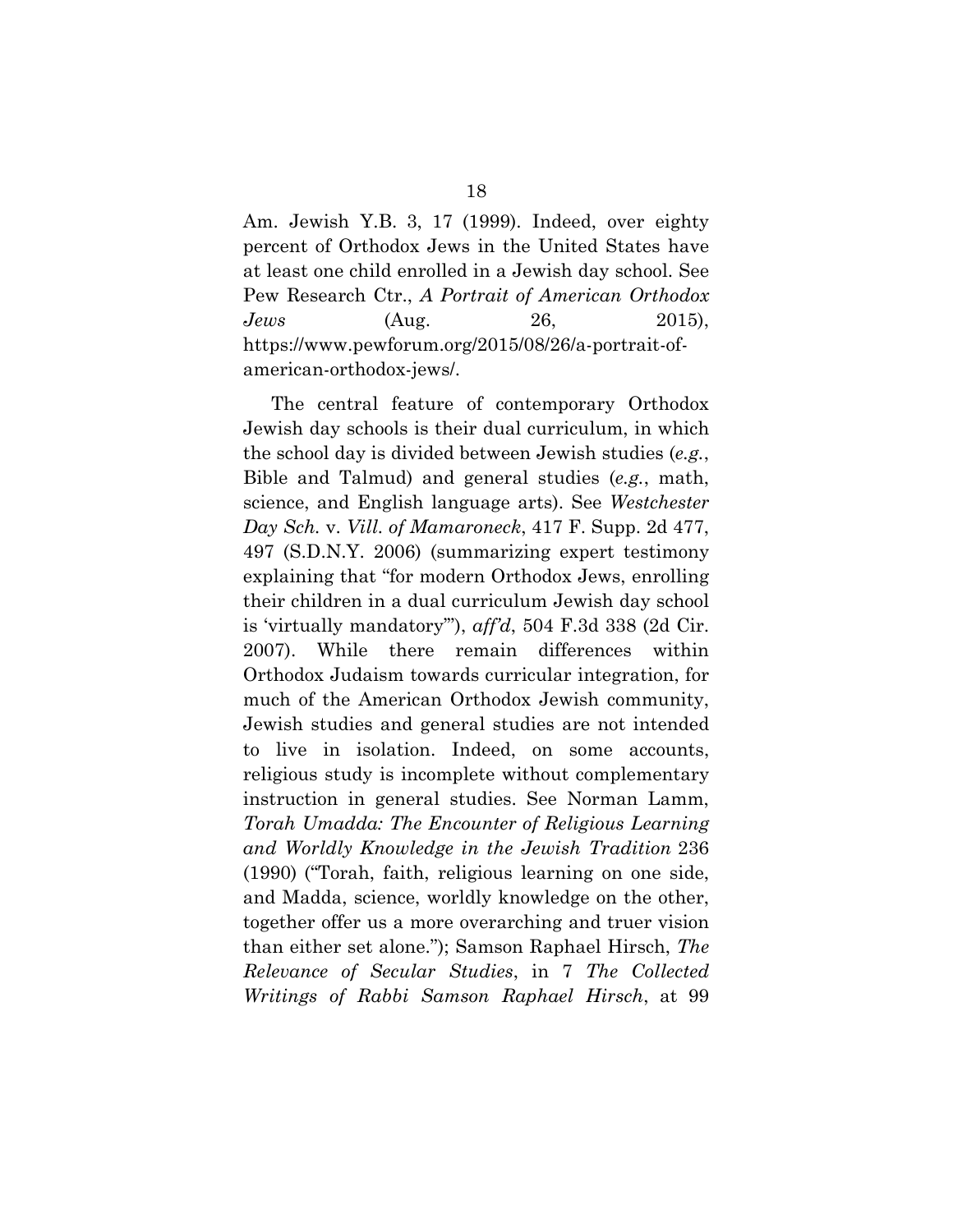Am. Jewish Y.B. 3, 17 (1999). Indeed, over eighty percent of Orthodox Jews in the United States have at least one child enrolled in a Jewish day school. See Pew Research Ctr., *A Portrait of American Orthodox Jews* (Aug. 26, 2015), https://www.pewforum.org/2015/08/26/a-portrait-of-american-orthodox-jews/.

The central feature of contemporary Orthodox Jewish day schools is their dual curriculum, in which the school day is divided between Jewish studies (*e.g.*, Bible and Talmud) and general studies (*e.g.*, math, science, and English language arts). See *Westchester Day Sch.* v. *Vill. of Mamaroneck*, 417 F. Supp. 2d 477, 497 (S.D.N.Y. 2006) (summarizing expert testimony explaining that "for modern Orthodox Jews, enrolling their children in a dual curriculum Jewish day school is 'virtually mandatory'"), *aff'd*, 504 F.3d 338 (2d Cir. 2007). While there remain differences within Orthodox Judaism towards curricular integration, for much of the American Orthodox Jewish community, Jewish studies and general studies are not intended to live in isolation. Indeed, on some accounts, religious study is incomplete without complementary instruction in general studies. See Norman Lamm, *Torah Umadda: The Encounter of Religious Learning and Worldly Knowledge in the Jewish Tradition* 236 (1990) ("Torah, faith, religious learning on one side, and Madda, science, worldly knowledge on the other, together offer us a more overarching and truer vision than either set alone."); Samson Raphael Hirsch, *The Relevance of Secular Studies*, in 7 *The Collected Writings of Rabbi Samson Raphael Hirsch*, at 99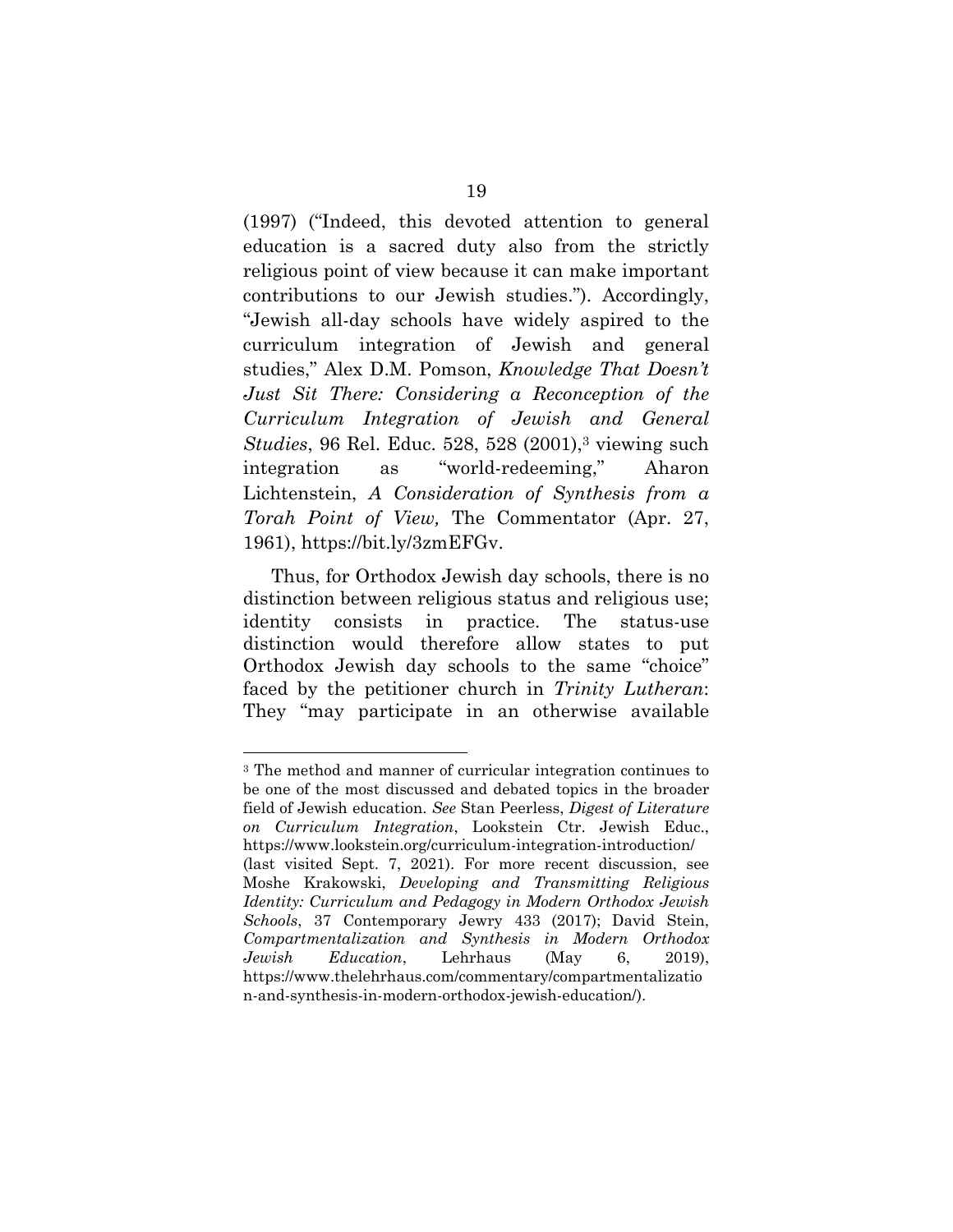(1997) ("Indeed, this devoted attention to general education is a sacred duty also from the strictly religious point of view because it can make important contributions to our Jewish studies."). Accordingly, "Jewish all-day schools have widely aspired to the curriculum integration of Jewish and general studies," Alex D.M. Pomson, *Knowledge That Doesn't Just Sit There: Considering a Reconception of the Curriculum Integration of Jewish and General Studies*, 96 Rel. Educ. 528, 528 (2001),[3] viewing such integration as "world-redeeming," Aharon Lichtenstein, *A Consideration of Synthesis from a Torah Point of View,* The Commentator (Apr. 27, 1961), https://bit.ly/3zmEFGv.

Thus, for Orthodox Jewish day schools, there is no distinction between religious status and religious use; identity consists in practice. The status-use distinction would therefore allow states to put Orthodox Jewish day schools to the same "choice" faced by the petitioner church in *Trinity Lutheran*: They "may participate in an otherwise available

---

[3] The method and manner of curricular integration continues to be one of the most discussed and debated topics in the broader field of Jewish education. *See* Stan Peerless, *Digest of Literature on Curriculum Integration*, Lookstein Ctr. Jewish Educ., https://www.lookstein.org/curriculum-integration-introduction/ (last visited Sept. 7, 2021). For more recent discussion, see Moshe Krakowski, *Developing and Transmitting Religious Identity: Curriculum and Pedagogy in Modern Orthodox Jewish Schools*, 37 Contemporary Jewry 433 (2017); David Stein, *Compartmentalization and Synthesis in Modern Orthodox Jewish Education*, Lehrhaus (May 6, 2019), https://www.thelehrhaus.com/commentary/compartmentalization-and-synthesis-in-modern-orthodox-jewish-education/).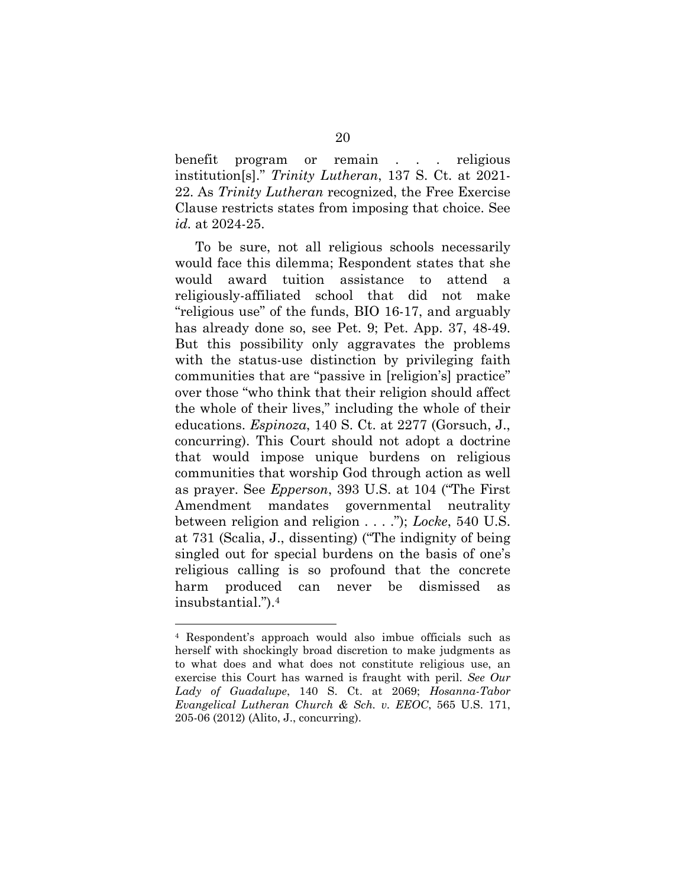benefit program or remain . . . religious institution[s]." *Trinity Lutheran*, 137 S. Ct. at 2021-22. As *Trinity Lutheran* recognized, the Free Exercise Clause restricts states from imposing that choice. See *id.* at 2024-25.

To be sure, not all religious schools necessarily would face this dilemma; Respondent states that she would award tuition assistance to attend a religiously-affiliated school that did not make "religious use" of the funds, BIO 16-17, and arguably has already done so, see Pet. 9; Pet. App. 37, 48-49. But this possibility only aggravates the problems with the status-use distinction by privileging faith communities that are "passive in [religion's] practice" over those "who think that their religion should affect the whole of their lives," including the whole of their educations. *Espinoza*, 140 S. Ct. at 2277 (Gorsuch, J., concurring). This Court should not adopt a doctrine that would impose unique burdens on religious communities that worship God through action as well as prayer. See *Epperson*, 393 U.S. at 104 ("The First Amendment mandates governmental neutrality between religion and religion . . . ."); *Locke*, 540 U.S. at 731 (Scalia, J., dissenting) ("The indignity of being singled out for special burdens on the basis of one's religious calling is so profound that the concrete harm produced can never be dismissed as insubstantial.").[4]

---

[4] Respondent's approach would also imbue officials such as herself with shockingly broad discretion to make judgments as to what does and what does not constitute religious use, an exercise this Court has warned is fraught with peril. *See Our Lady of Guadalupe*, 140 S. Ct. at 2069; *Hosanna-Tabor Evangelical Lutheran Church & Sch. v. EEOC*, 565 U.S. 171, 205-06 (2012) (Alito, J., concurring).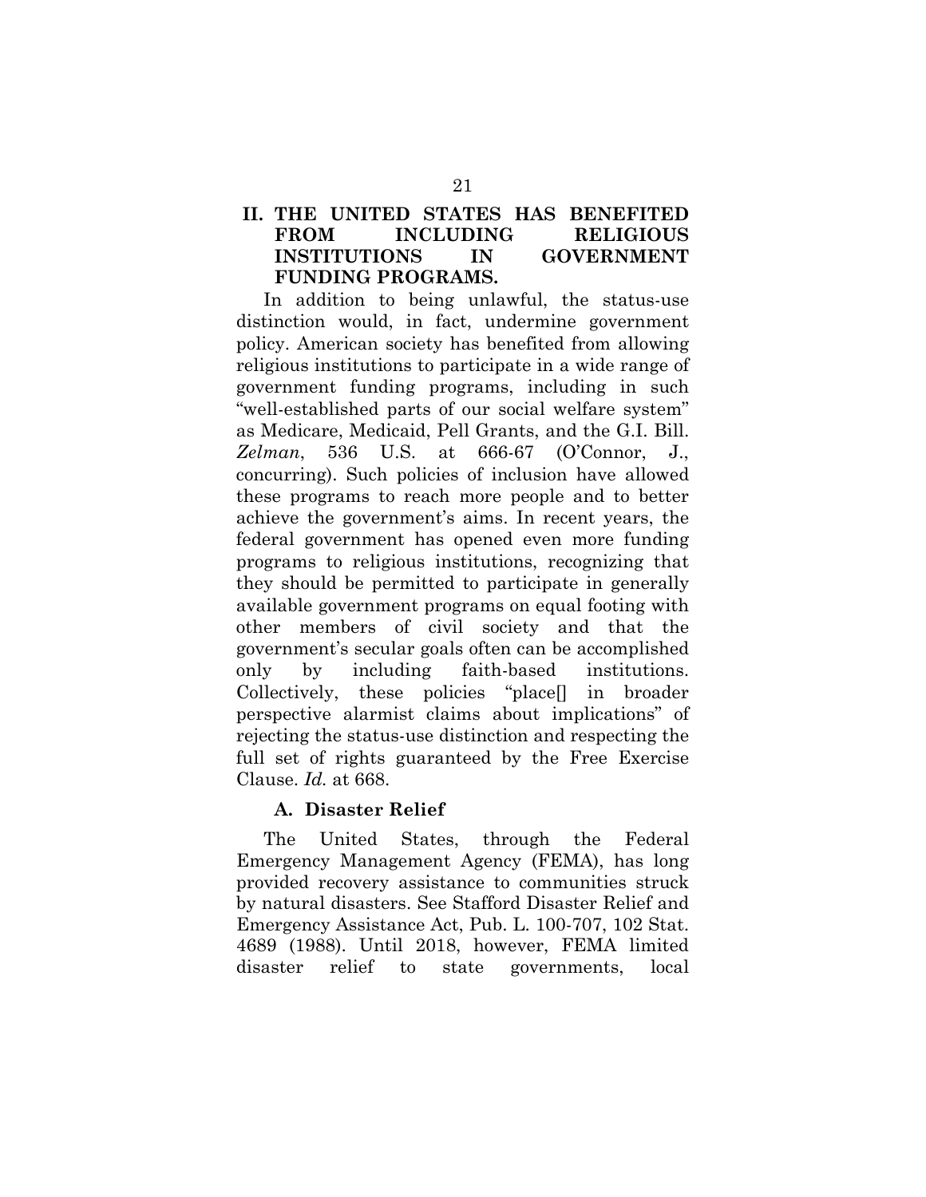## II. THE UNITED STATES HAS BENEFITED FROM INCLUDING RELIGIOUS INSTITUTIONS IN GOVERNMENT FUNDING PROGRAMS.

In addition to being unlawful, the status-use distinction would, in fact, undermine government policy. American society has benefited from allowing religious institutions to participate in a wide range of government funding programs, including in such "well-established parts of our social welfare system" as Medicare, Medicaid, Pell Grants, and the G.I. Bill. *Zelman*, 536 U.S. at 666-67 (O'Connor, J., concurring). Such policies of inclusion have allowed these programs to reach more people and to better achieve the government's aims. In recent years, the federal government has opened even more funding programs to religious institutions, recognizing that they should be permitted to participate in generally available government programs on equal footing with other members of civil society and that the government's secular goals often can be accomplished only by including faith-based institutions. Collectively, these policies "place[] in broader perspective alarmist claims about implications" of rejecting the status-use distinction and respecting the full set of rights guaranteed by the Free Exercise Clause. *Id.* at 668.

### A. Disaster Relief

The United States, through the Federal Emergency Management Agency (FEMA), has long provided recovery assistance to communities struck by natural disasters. See Stafford Disaster Relief and Emergency Assistance Act, Pub. L. 100-707, 102 Stat. 4689 (1988). Until 2018, however, FEMA limited disaster relief to state governments, local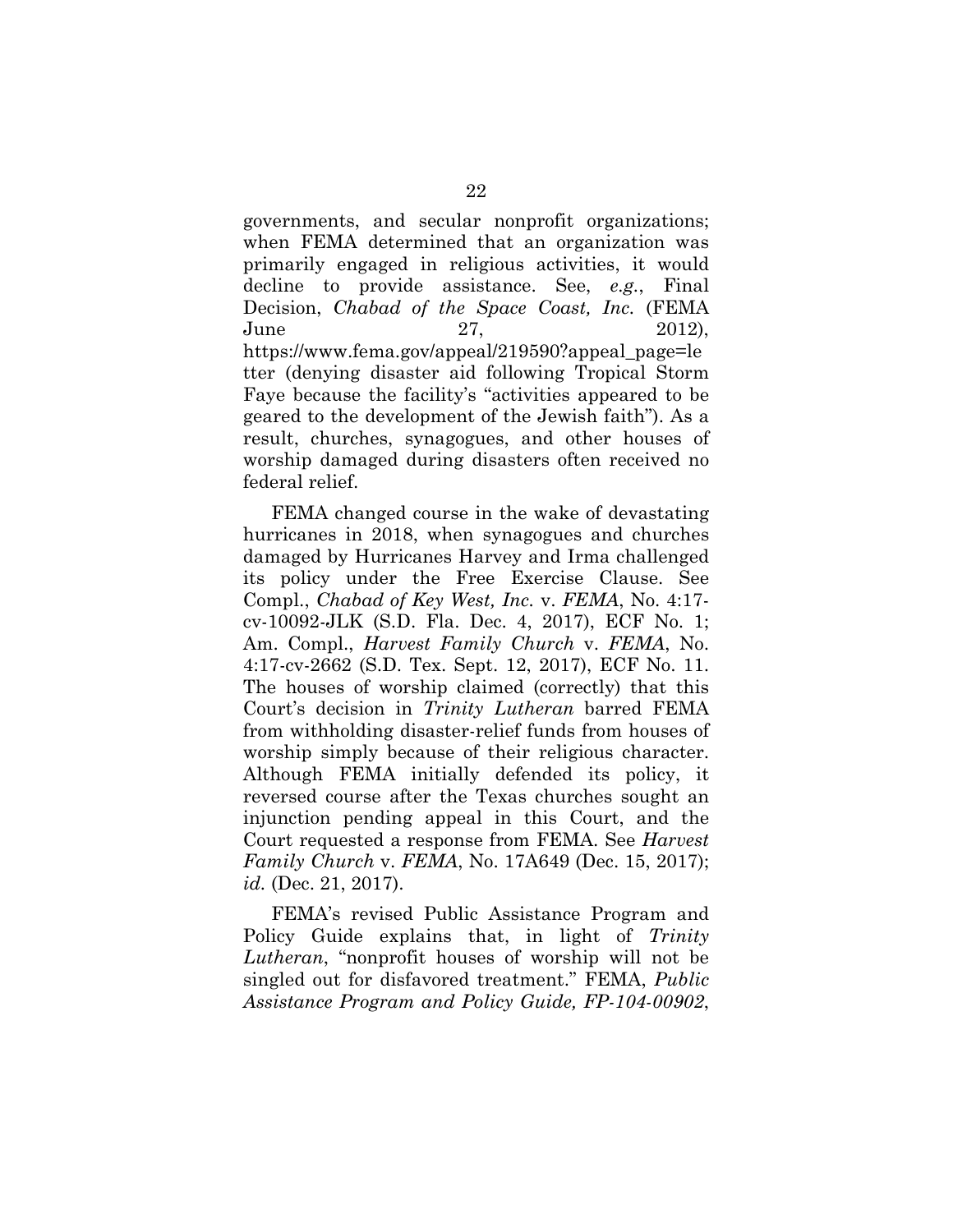governments, and secular nonprofit organizations; when FEMA determined that an organization was primarily engaged in religious activities, it would decline to provide assistance. See, *e.g.*, Final Decision, *Chabad of the Space Coast, Inc.* (FEMA June 27, 2012), https://www.fema.gov/appeal/219590?appeal_page=letter (denying disaster aid following Tropical Storm Faye because the facility's "activities appeared to be geared to the development of the Jewish faith"). As a result, churches, synagogues, and other houses of worship damaged during disasters often received no federal relief.

FEMA changed course in the wake of devastating hurricanes in 2018, when synagogues and churches damaged by Hurricanes Harvey and Irma challenged its policy under the Free Exercise Clause. See Compl., *Chabad of Key West, Inc.* v. *FEMA*, No. 4:17-cv-10092-JLK (S.D. Fla. Dec. 4, 2017), ECF No. 1; Am. Compl., *Harvest Family Church* v. *FEMA*, No. 4:17-cv-2662 (S.D. Tex. Sept. 12, 2017), ECF No. 11. The houses of worship claimed (correctly) that this Court's decision in *Trinity Lutheran* barred FEMA from withholding disaster-relief funds from houses of worship simply because of their religious character. Although FEMA initially defended its policy, it reversed course after the Texas churches sought an injunction pending appeal in this Court, and the Court requested a response from FEMA. See *Harvest Family Church* v. *FEMA*, No. 17A649 (Dec. 15, 2017); *id.* (Dec. 21, 2017).

FEMA's revised Public Assistance Program and Policy Guide explains that, in light of *Trinity Lutheran*, "nonprofit houses of worship will not be singled out for disfavored treatment." FEMA, *Public Assistance Program and Policy Guide, FP-104-00902*,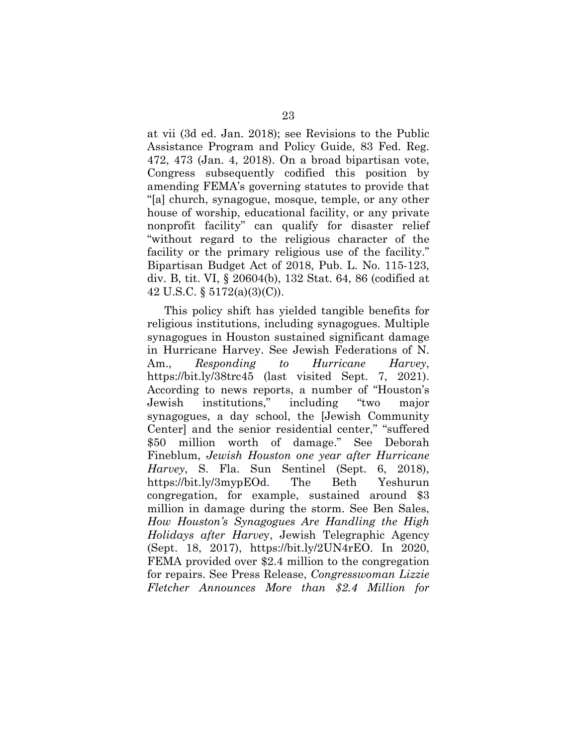at vii (3d ed. Jan. 2018); see Revisions to the Public Assistance Program and Policy Guide, 83 Fed. Reg. 472, 473 (Jan. 4, 2018). On a broad bipartisan vote, Congress subsequently codified this position by amending FEMA's governing statutes to provide that "[a] church, synagogue, mosque, temple, or any other house of worship, educational facility, or any private nonprofit facility" can qualify for disaster relief "without regard to the religious character of the facility or the primary religious use of the facility." Bipartisan Budget Act of 2018, Pub. L. No. 115-123, div. B, tit. VI, § 20604(b), 132 Stat. 64, 86 (codified at 42 U.S.C. § 5172(a)(3)(C)).

This policy shift has yielded tangible benefits for religious institutions, including synagogues. Multiple synagogues in Houston sustained significant damage in Hurricane Harvey. See Jewish Federations of N. Am., *Responding to Hurricane Harvey*, https://bit.ly/38trc45 (last visited Sept. 7, 2021). According to news reports, a number of "Houston's Jewish institutions," including "two major synagogues, a day school, the [Jewish Community Center] and the senior residential center," "suffered $50 million worth of damage." See Deborah Fineblum, *Jewish Houston one year after Hurricane Harvey*, S. Fla. Sun Sentinel (Sept. 6, 2018), https://bit.ly/3mypEOd. The Beth Yeshurun congregation, for example, sustained around $3 million in damage during the storm. See Ben Sales, *How Houston's Synagogues Are Handling the High Holidays after Harvey*, Jewish Telegraphic Agency (Sept. 18, 2017), https://bit.ly/2UN4rEO. In 2020, FEMA provided over $2.4 million to the congregation for repairs. See Press Release, *Congresswoman Lizzie Fletcher Announces More than $2.4 Million for*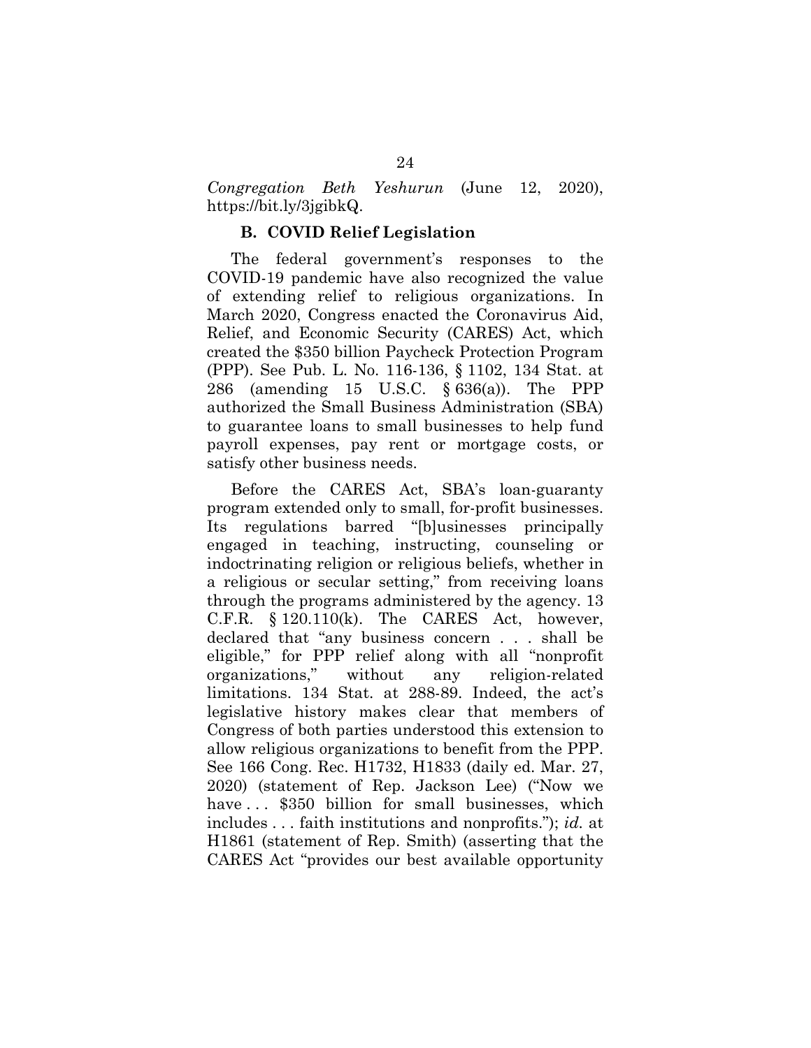*Congregation Beth Yeshurun* (June 12, 2020), https://bit.ly/3jgibkQ.

### B. COVID Relief Legislation

The federal government's responses to the COVID-19 pandemic have also recognized the value of extending relief to religious organizations. In March 2020, Congress enacted the Coronavirus Aid, Relief, and Economic Security (CARES) Act, which created the $350 billion Paycheck Protection Program (PPP). See Pub. L. No. 116-136, § 1102, 134 Stat. at 286 (amending 15 U.S.C. § 636(a)). The PPP authorized the Small Business Administration (SBA) to guarantee loans to small businesses to help fund payroll expenses, pay rent or mortgage costs, or satisfy other business needs.

Before the CARES Act, SBA's loan-guaranty program extended only to small, for-profit businesses. Its regulations barred "[b]usinesses principally engaged in teaching, instructing, counseling or indoctrinating religion or religious beliefs, whether in a religious or secular setting," from receiving loans through the programs administered by the agency. 13 C.F.R. § 120.110(k). The CARES Act, however, declared that "any business concern . . . shall be eligible," for PPP relief along with all "nonprofit organizations," without any religion-related limitations. 134 Stat. at 288-89. Indeed, the act's legislative history makes clear that members of Congress of both parties understood this extension to allow religious organizations to benefit from the PPP. See 166 Cong. Rec. H1732, H1833 (daily ed. Mar. 27, 2020) (statement of Rep. Jackson Lee) ("Now we have . . . $350 billion for small businesses, which includes . . . faith institutions and nonprofits."); *id.* at H1861 (statement of Rep. Smith) (asserting that the CARES Act "provides our best available opportunity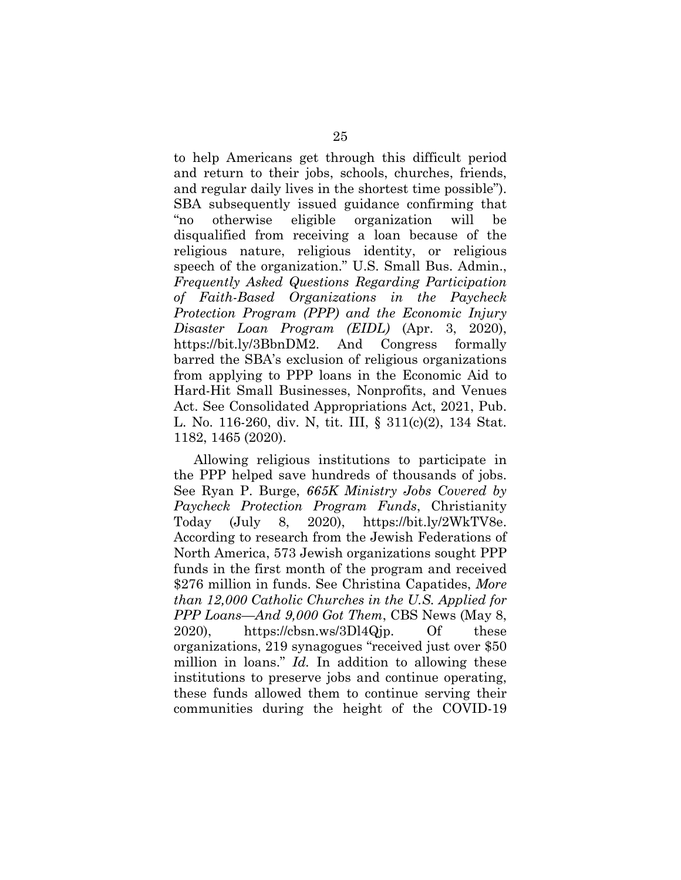to help Americans get through this difficult period and return to their jobs, schools, churches, friends, and regular daily lives in the shortest time possible"). SBA subsequently issued guidance confirming that "no otherwise eligible organization will be disqualified from receiving a loan because of the religious nature, religious identity, or religious speech of the organization." U.S. Small Bus. Admin., *Frequently Asked Questions Regarding Participation of Faith-Based Organizations in the Paycheck Protection Program (PPP) and the Economic Injury Disaster Loan Program (EIDL)* (Apr. 3, 2020), https://bit.ly/3BbnDM2. And Congress formally barred the SBA's exclusion of religious organizations from applying to PPP loans in the Economic Aid to Hard-Hit Small Businesses, Nonprofits, and Venues Act. See Consolidated Appropriations Act, 2021, Pub. L. No. 116-260, div. N, tit. III, § 311(c)(2), 134 Stat. 1182, 1465 (2020).

Allowing religious institutions to participate in the PPP helped save hundreds of thousands of jobs. See Ryan P. Burge, *665K Ministry Jobs Covered by Paycheck Protection Program Funds*, Christianity Today (July 8, 2020), https://bit.ly/2WkTV8e. According to research from the Jewish Federations of North America, 573 Jewish organizations sought PPP funds in the first month of the program and received $276 million in funds. See Christina Capatides, *More than 12,000 Catholic Churches in the U.S. Applied for PPP Loans—And 9,000 Got Them*, CBS News (May 8, 2020), https://cbsn.ws/3Dl4Qjp. Of these organizations, 219 synagogues "received just over $50 million in loans." *Id.* In addition to allowing these institutions to preserve jobs and continue operating, these funds allowed them to continue serving their communities during the height of the COVID-19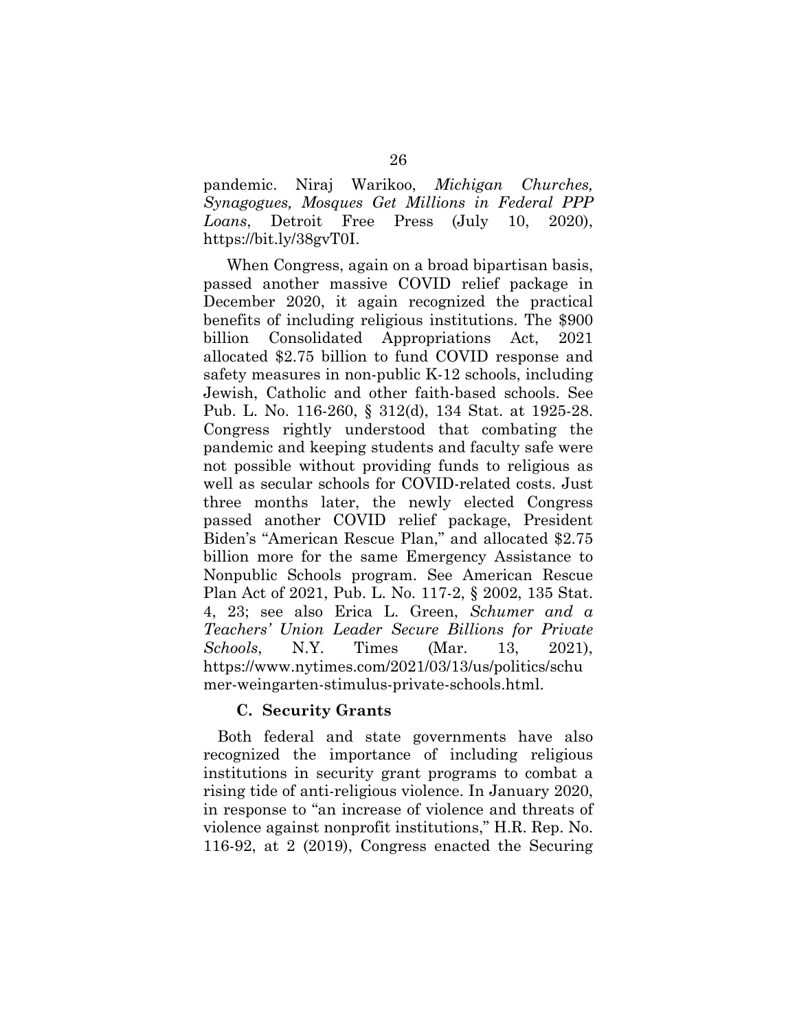pandemic. Niraj Warikoo, *Michigan Churches, Synagogues, Mosques Get Millions in Federal PPP Loans*, Detroit Free Press (July 10, 2020), https://bit.ly/38gvT0I.

When Congress, again on a broad bipartisan basis, passed another massive COVID relief package in December 2020, it again recognized the practical benefits of including religious institutions. The $900 billion Consolidated Appropriations Act, 2021 allocated $2.75 billion to fund COVID response and safety measures in non-public K-12 schools, including Jewish, Catholic and other faith-based schools. See Pub. L. No. 116-260, § 312(d), 134 Stat. at 1925-28. Congress rightly understood that combating the pandemic and keeping students and faculty safe were not possible without providing funds to religious as well as secular schools for COVID-related costs. Just three months later, the newly elected Congress passed another COVID relief package, President Biden's "American Rescue Plan," and allocated $2.75 billion more for the same Emergency Assistance to Nonpublic Schools program. See American Rescue Plan Act of 2021, Pub. L. No. 117-2, § 2002, 135 Stat. 4, 23; see also Erica L. Green, *Schumer and a Teachers' Union Leader Secure Billions for Private Schools*, N.Y. Times (Mar. 13, 2021), https://www.nytimes.com/2021/03/13/us/politics/schumer-weingarten-stimulus-private-schools.html.

### C. Security Grants

Both federal and state governments have also recognized the importance of including religious institutions in security grant programs to combat a rising tide of anti-religious violence. In January 2020, in response to "an increase of violence and threats of violence against nonprofit institutions," H.R. Rep. No. 116-92, at 2 (2019), Congress enacted the Securing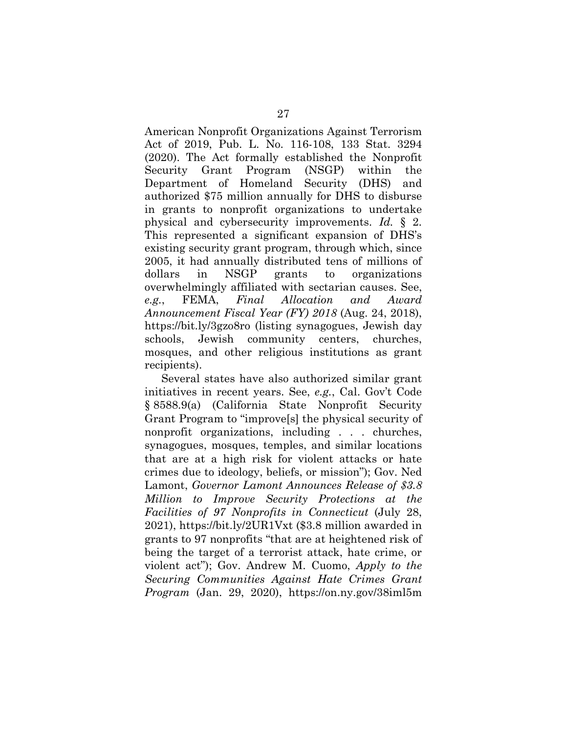American Nonprofit Organizations Against Terrorism Act of 2019, Pub. L. No. 116-108, 133 Stat. 3294 (2020). The Act formally established the Nonprofit Security Grant Program (NSGP) within the Department of Homeland Security (DHS) and authorized $75 million annually for DHS to disburse in grants to nonprofit organizations to undertake physical and cybersecurity improvements. *Id.* § 2. This represented a significant expansion of DHS's existing security grant program, through which, since 2005, it had annually distributed tens of millions of dollars in NSGP grants to organizations overwhelmingly affiliated with sectarian causes. See, *e.g.*, FEMA, *Final Allocation and Award Announcement Fiscal Year (FY) 2018* (Aug. 24, 2018), https://bit.ly/3gzo8ro (listing synagogues, Jewish day schools, Jewish community centers, churches, mosques, and other religious institutions as grant recipients).

Several states have also authorized similar grant initiatives in recent years. See, *e.g.*, Cal. Gov't Code § 8588.9(a) (California State Nonprofit Security Grant Program to "improve[s] the physical security of nonprofit organizations, including . . . churches, synagogues, mosques, temples, and similar locations that are at a high risk for violent attacks or hate crimes due to ideology, beliefs, or mission"); Gov. Ned Lamont, *Governor Lamont Announces Release of $3.8 Million to Improve Security Protections at the Facilities of 97 Nonprofits in Connecticut* (July 28, 2021), https://bit.ly/2UR1Vxt ($3.8 million awarded in grants to 97 nonprofits "that are at heightened risk of being the target of a terrorist attack, hate crime, or violent act"); Gov. Andrew M. Cuomo, *Apply to the Securing Communities Against Hate Crimes Grant Program* (Jan. 29, 2020), https://on.ny.gov/38iml5m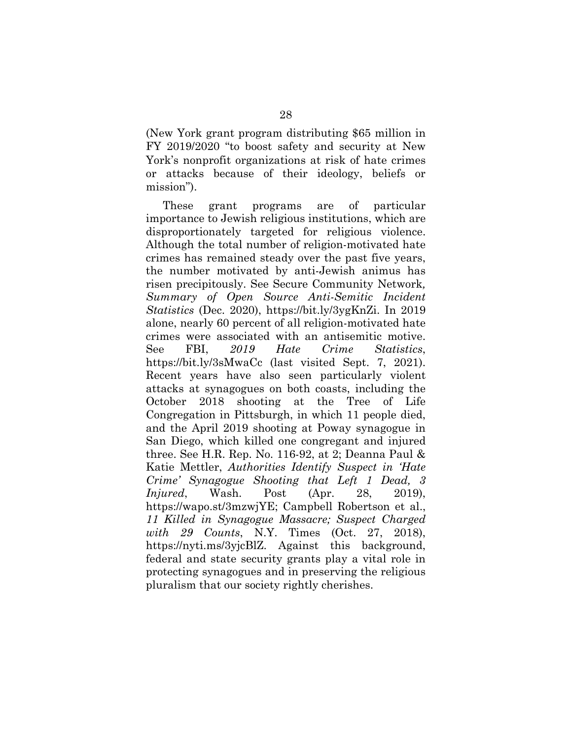(New York grant program distributing $65 million in FY 2019/2020 "to boost safety and security at New York's nonprofit organizations at risk of hate crimes or attacks because of their ideology, beliefs or mission").

These grant programs are of particular importance to Jewish religious institutions, which are disproportionately targeted for religious violence. Although the total number of religion-motivated hate crimes has remained steady over the past five years, the number motivated by anti-Jewish animus has risen precipitously. See Secure Community Network, *Summary of Open Source Anti-Semitic Incident Statistics* (Dec. 2020), https://bit.ly/3ygKnZi. In 2019 alone, nearly 60 percent of all religion-motivated hate crimes were associated with an antisemitic motive. See FBI, *2019 Hate Crime Statistics*, https://bit.ly/3sMwaCc (last visited Sept. 7, 2021). Recent years have also seen particularly violent attacks at synagogues on both coasts, including the October 2018 shooting at the Tree of Life Congregation in Pittsburgh, in which 11 people died, and the April 2019 shooting at Poway synagogue in San Diego, which killed one congregant and injured three. See H.R. Rep. No. 116-92, at 2; Deanna Paul & Katie Mettler, *Authorities Identify Suspect in 'Hate Crime' Synagogue Shooting that Left 1 Dead, 3 Injured*, Wash. Post (Apr. 28, 2019), https://wapo.st/3mzwjYE; Campbell Robertson et al., *11 Killed in Synagogue Massacre; Suspect Charged with 29 Counts*, N.Y. Times (Oct. 27, 2018), https://nyti.ms/3yjcBlZ. Against this background, federal and state security grants play a vital role in protecting synagogues and in preserving the religious pluralism that our society rightly cherishes.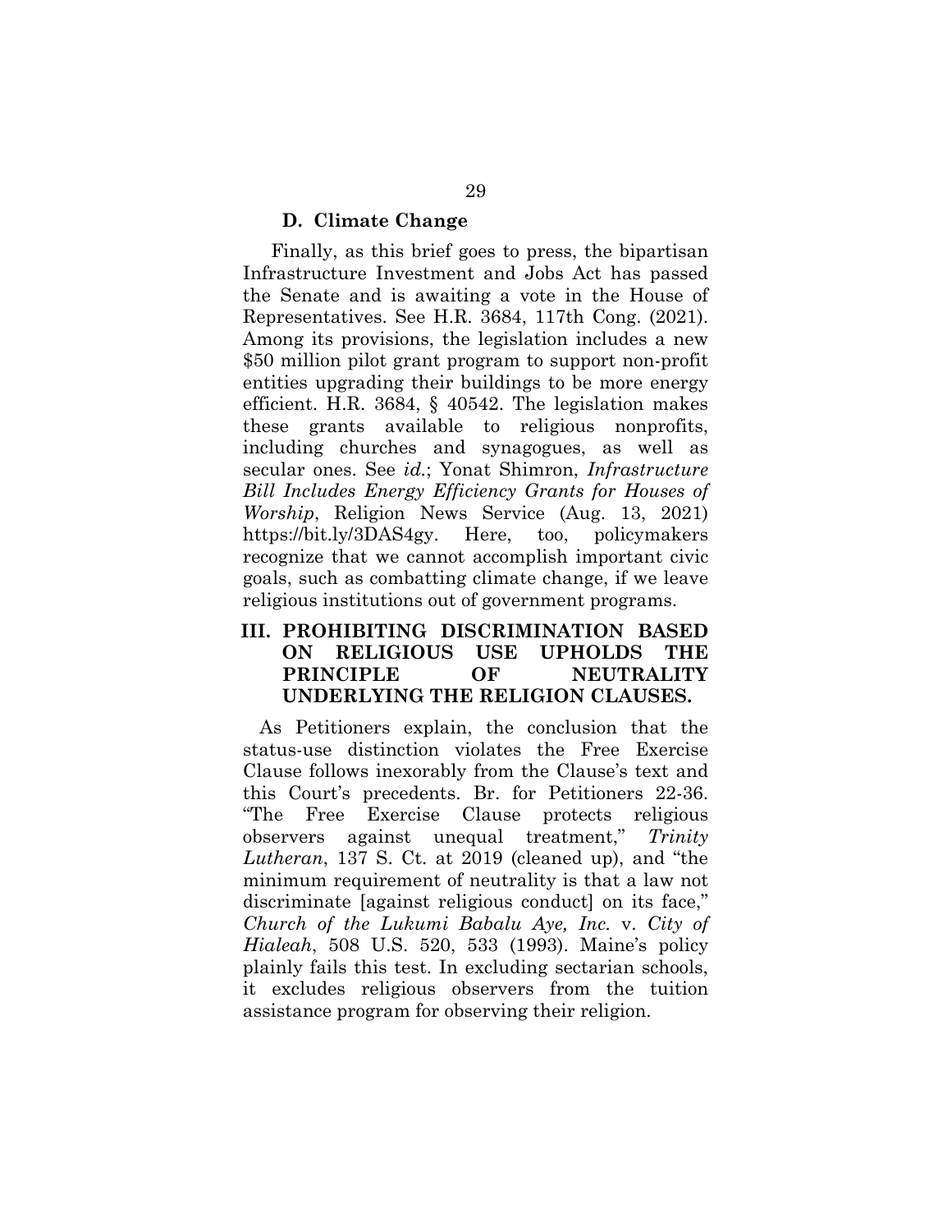### D. Climate Change

Finally, as this brief goes to press, the bipartisan Infrastructure Investment and Jobs Act has passed the Senate and is awaiting a vote in the House of Representatives. See H.R. 3684, 117th Cong. (2021). Among its provisions, the legislation includes a new $50 million pilot grant program to support non-profit entities upgrading their buildings to be more energy efficient. H.R. 3684, § 40542. The legislation makes these grants available to religious nonprofits, including churches and synagogues, as well as secular ones. See *id.*; Yonat Shimron, *Infrastructure Bill Includes Energy Efficiency Grants for Houses of Worship*, Religion News Service (Aug. 13, 2021) https://bit.ly/3DAS4gy. Here, too, policymakers recognize that we cannot accomplish important civic goals, such as combatting climate change, if we leave religious institutions out of government programs.

## III. PROHIBITING DISCRIMINATION BASED ON RELIGIOUS USE UPHOLDS THE PRINCIPLE OF NEUTRALITY UNDERLYING THE RELIGION CLAUSES.

As Petitioners explain, the conclusion that the status-use distinction violates the Free Exercise Clause follows inexorably from the Clause's text and this Court's precedents. Br. for Petitioners 22-36. "The Free Exercise Clause protects religious observers against unequal treatment," *Trinity Lutheran*, 137 S. Ct. at 2019 (cleaned up), and "the minimum requirement of neutrality is that a law not discriminate [against religious conduct] on its face," *Church of the Lukumi Babalu Aye, Inc.* v. *City of Hialeah*, 508 U.S. 520, 533 (1993). Maine's policy plainly fails this test. In excluding sectarian schools, it excludes religious observers from the tuition assistance program for observing their religion.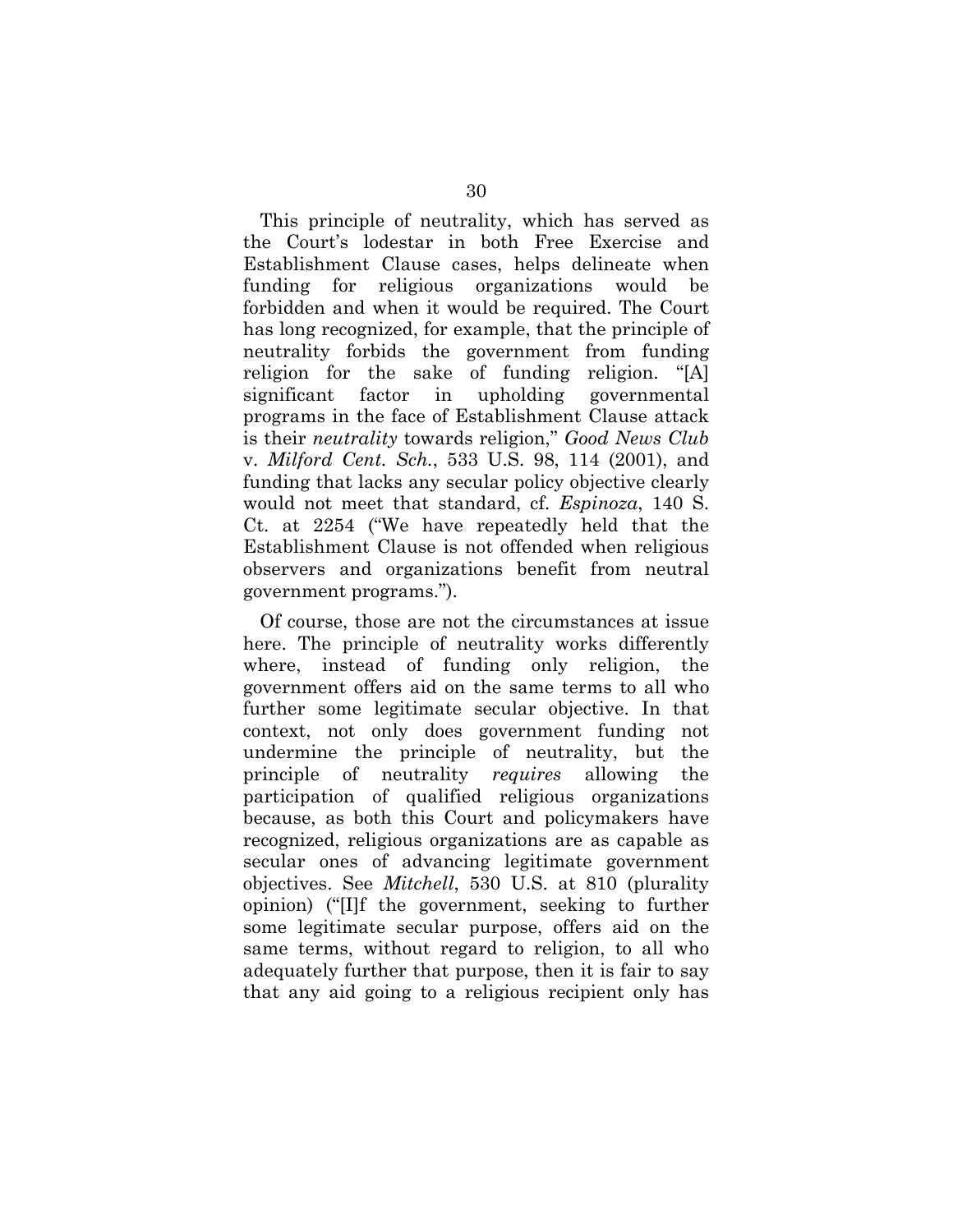This principle of neutrality, which has served as the Court's lodestar in both Free Exercise and Establishment Clause cases, helps delineate when funding for religious organizations would be forbidden and when it would be required. The Court has long recognized, for example, that the principle of neutrality forbids the government from funding religion for the sake of funding religion. "[A] significant factor in upholding governmental programs in the face of Establishment Clause attack is their *neutrality* towards religion," *Good News Club* v. *Milford Cent. Sch.*, 533 U.S. 98, 114 (2001), and funding that lacks any secular policy objective clearly would not meet that standard, cf. *Espinoza*, 140 S. Ct. at 2254 ("We have repeatedly held that the Establishment Clause is not offended when religious observers and organizations benefit from neutral government programs.").

Of course, those are not the circumstances at issue here. The principle of neutrality works differently where, instead of funding only religion, the government offers aid on the same terms to all who further some legitimate secular objective. In that context, not only does government funding not undermine the principle of neutrality, but the principle of neutrality *requires* allowing the participation of qualified religious organizations because, as both this Court and policymakers have recognized, religious organizations are as capable as secular ones of advancing legitimate government objectives. See *Mitchell*, 530 U.S. at 810 (plurality opinion) ("[I]f the government, seeking to further some legitimate secular purpose, offers aid on the same terms, without regard to religion, to all who adequately further that purpose, then it is fair to say that any aid going to a religious recipient only has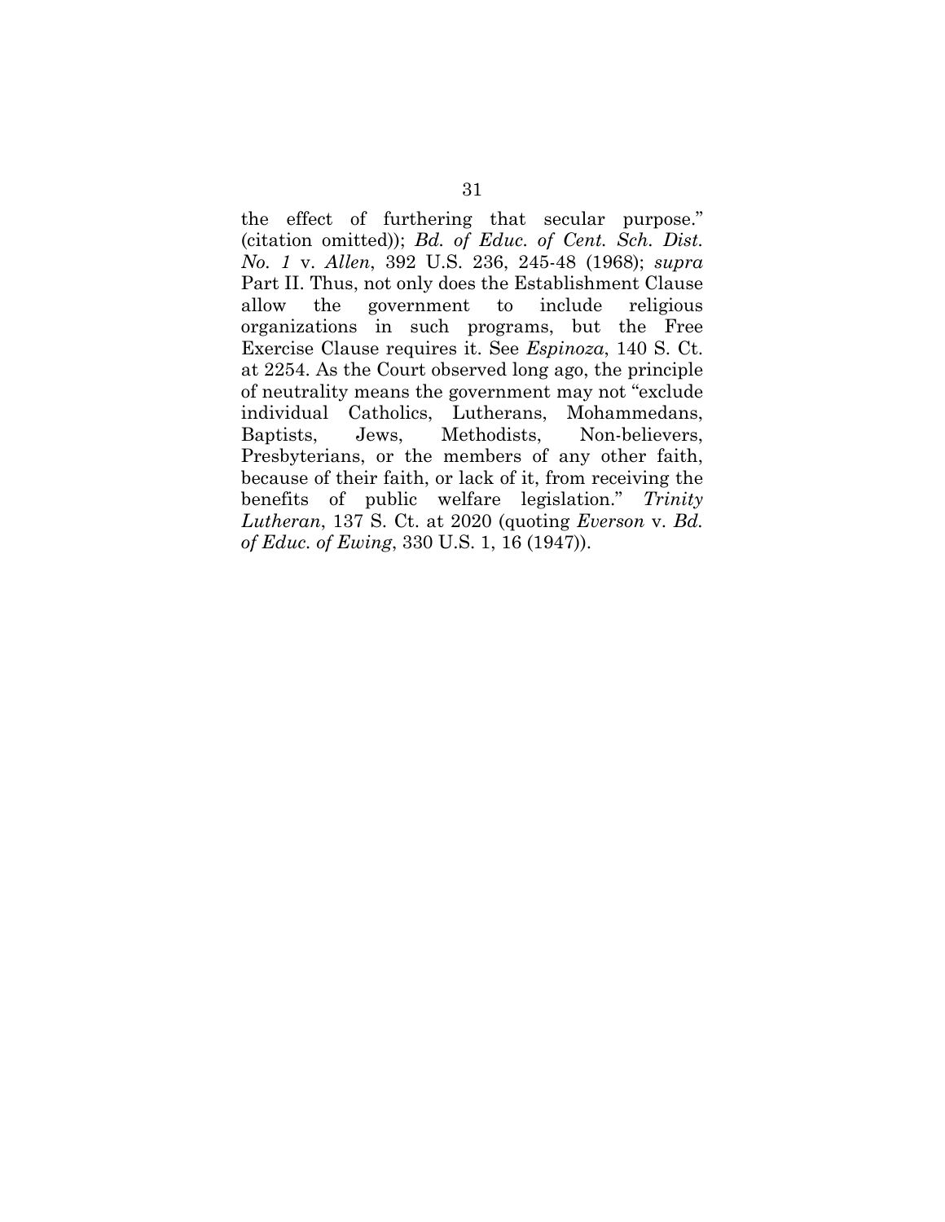the effect of furthering that secular purpose." (citation omitted)); *Bd. of Educ. of Cent. Sch. Dist. No. 1* v. *Allen*, 392 U.S. 236, 245-48 (1968); *supra* Part II. Thus, not only does the Establishment Clause allow the government to include religious organizations in such programs, but the Free Exercise Clause requires it. See *Espinoza*, 140 S. Ct. at 2254. As the Court observed long ago, the principle of neutrality means the government may not "exclude individual Catholics, Lutherans, Mohammedans, Baptists, Jews, Methodists, Non-believers, Presbyterians, or the members of any other faith, because of their faith, or lack of it, from receiving the benefits of public welfare legislation." *Trinity Lutheran*, 137 S. Ct. at 2020 (quoting *Everson* v. *Bd. of Educ. of Ewing*, 330 U.S. 1, 16 (1947)).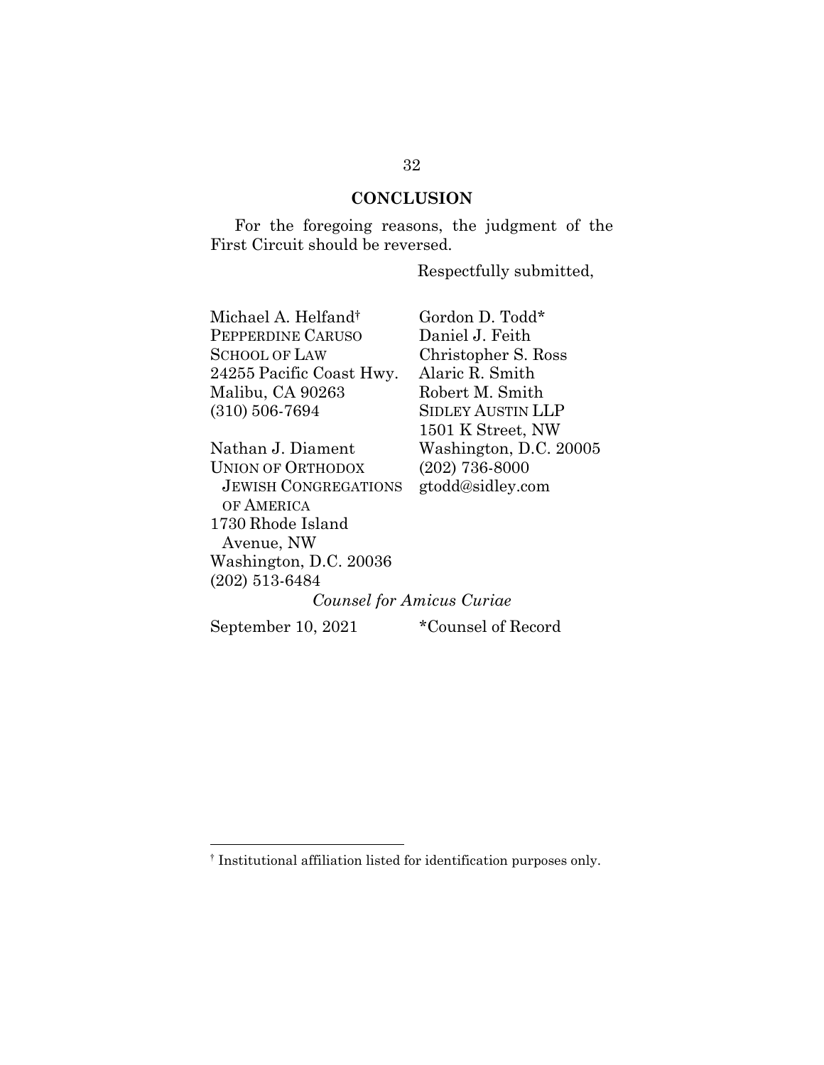## CONCLUSION

For the foregoing reasons, the judgment of the First Circuit should be reversed.

Respectfully submitted,

Michael A. Helfand†
PEPPERDINE CARUSO SCHOOL OF LAW
24255 Pacific Coast Hwy.
Malibu, CA 90263
(310) 506-7694

Nathan J. Diament
UNION OF ORTHODOX JEWISH CONGREGATIONS OF AMERICA
1730 Rhode Island Avenue, NW
Washington, D.C. 20036
(202) 513-6484

Gordon D. Todd*
Daniel J. Feith
Christopher S. Ross
Alaric R. Smith
Robert M. Smith
SIDLEY AUSTIN LLP
1501 K Street, NW
Washington, D.C. 20005
(202) 736-8000
gtodd@sidley.com

*Counsel for Amicus Curiae*

September 10, 2021

*Counsel of Record

† Institutional affiliation listed for identification purposes only.